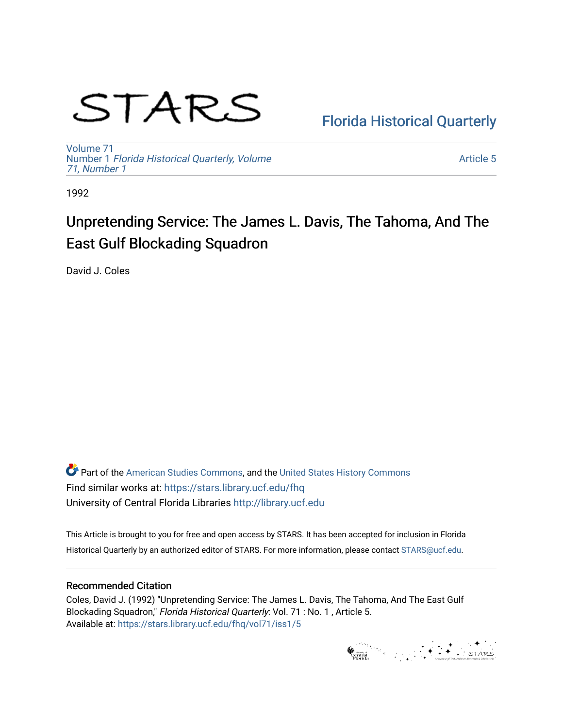# STARS

Florida Historical Quarterly

Volume 71
Number 1 *Florida Historical Quarterly, Volume 71, Number 1*

Article 5

1992

## Unpretending Service: The James L. Davis, The Tahoma, And The East Gulf Blockading Squadron

David J. Coles

Part of the American Studies Commons, and the United States History Commons
Find similar works at: https://stars.library.ucf.edu/fhq
University of Central Florida Libraries http://library.ucf.edu

This Article is brought to you for free and open access by STARS. It has been accepted for inclusion in Florida Historical Quarterly by an authorized editor of STARS. For more information, please contact STARS@ucf.edu.

### Recommended Citation

Coles, David J. (1992) "Unpretending Service: The James L. Davis, The Tahoma, And The East Gulf Blockading Squadron," *Florida Historical Quarterly*: Vol. 71 : No. 1 , Article 5.
Available at: https://stars.library.ucf.edu/fhq/vol71/iss1/5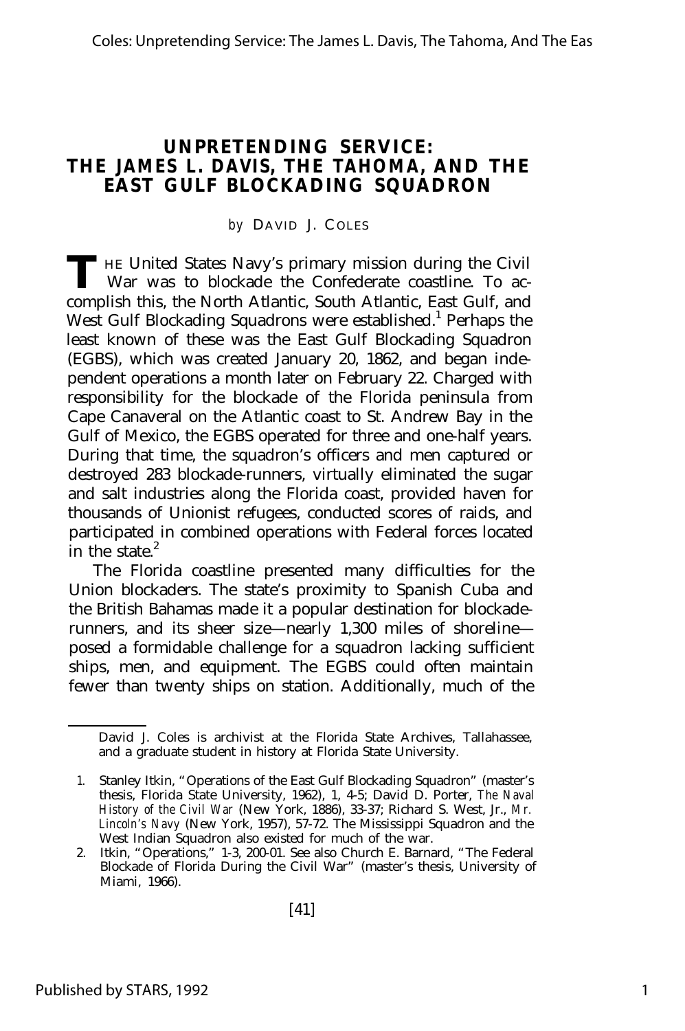# UNPRETENDING SERVICE: THE JAMES L. DAVIS, THE TAHOMA, AND THE EAST GULF BLOCKADING SQUADRON

*by* DAVID J. COLES

THE United States Navy's primary mission during the Civil War was to blockade the Confederate coastline. To accomplish this, the North Atlantic, South Atlantic, East Gulf, and West Gulf Blockading Squadrons were established.[1] Perhaps the least known of these was the East Gulf Blockading Squadron (EGBS), which was created January 20, 1862, and began independent operations a month later on February 22. Charged with responsibility for the blockade of the Florida peninsula from Cape Canaveral on the Atlantic coast to St. Andrew Bay in the Gulf of Mexico, the EGBS operated for three and one-half years. During that time, the squadron's officers and men captured or destroyed 283 blockade-runners, virtually eliminated the sugar and salt industries along the Florida coast, provided haven for thousands of Unionist refugees, conducted scores of raids, and participated in combined operations with Federal forces located in the state.[2]

The Florida coastline presented many difficulties for the Union blockaders. The state's proximity to Spanish Cuba and the British Bahamas made it a popular destination for blockade-runners, and its sheer size—nearly 1,300 miles of shoreline—posed a formidable challenge for a squadron lacking sufficient ships, men, and equipment. The EGBS could often maintain fewer than twenty ships on station. Additionally, much of the

---

David J. Coles is archivist at the Florida State Archives, Tallahassee, and a graduate student in history at Florida State University.

1. Stanley Itkin, "Operations of the East Gulf Blockading Squadron" (master's thesis, Florida State University, 1962), 1, 4-5; David D. Porter, *The Naval History of the Civil War* (New York, 1886), 33-37; Richard S. West, Jr., *Mr. Lincoln's Navy* (New York, 1957), 57-72. The Mississippi Squadron and the West Indian Squadron also existed for much of the war.
2. Itkin, "Operations," 1-3, 200-01. See also Church E. Barnard, "The Federal Blockade of Florida During the Civil War" (master's thesis, University of Miami, 1966).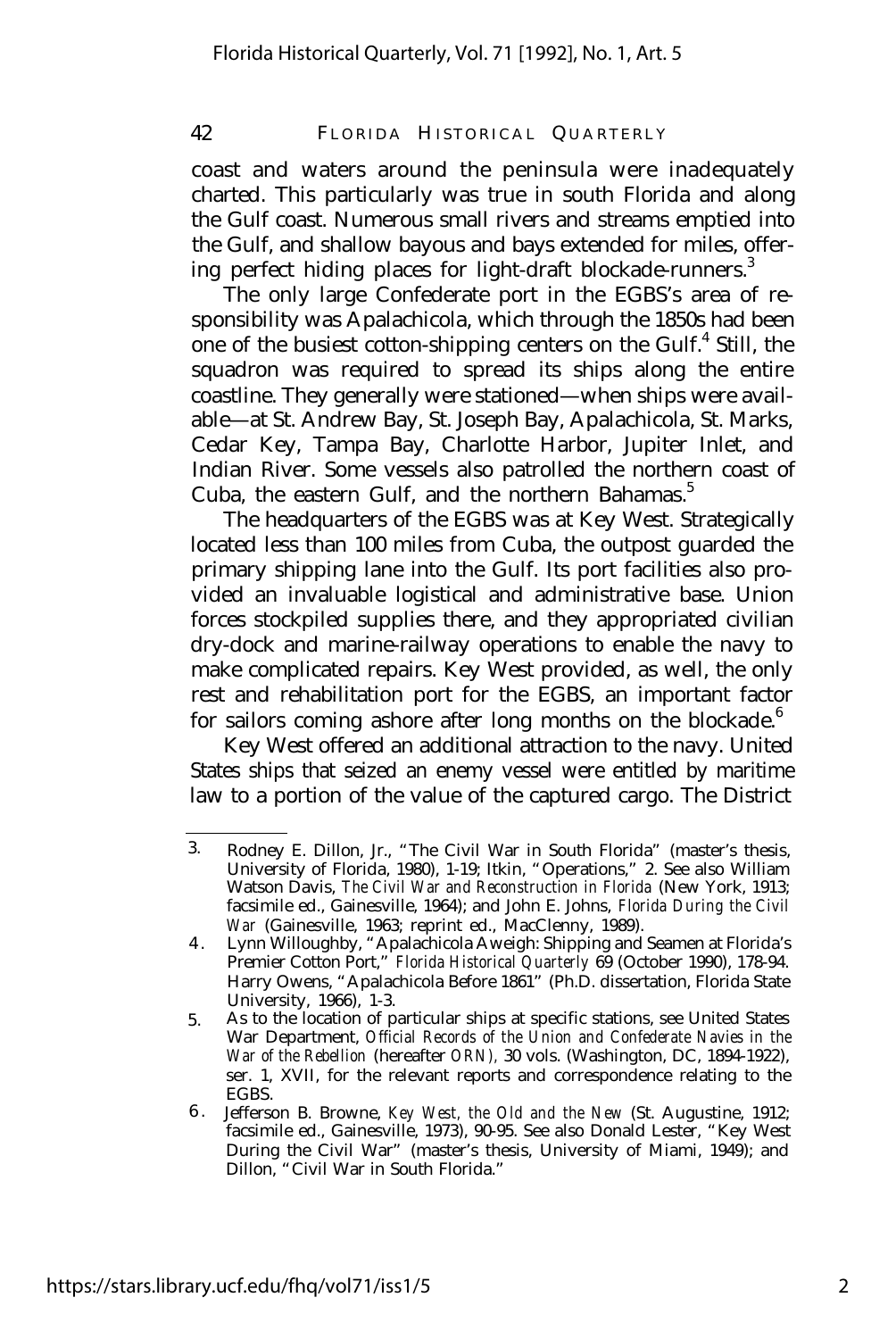coast and waters around the peninsula were inadequately charted. This particularly was true in south Florida and along the Gulf coast. Numerous small rivers and streams emptied into the Gulf, and shallow bayous and bays extended for miles, offering perfect hiding places for light-draft blockade-runners.[3]

The only large Confederate port in the EGBS's area of responsibility was Apalachicola, which through the 1850s had been one of the busiest cotton-shipping centers on the Gulf.[4] Still, the squadron was required to spread its ships along the entire coastline. They generally were stationed—when ships were available—at St. Andrew Bay, St. Joseph Bay, Apalachicola, St. Marks, Cedar Key, Tampa Bay, Charlotte Harbor, Jupiter Inlet, and Indian River. Some vessels also patrolled the northern coast of Cuba, the eastern Gulf, and the northern Bahamas.[5]

The headquarters of the EGBS was at Key West. Strategically located less than 100 miles from Cuba, the outpost guarded the primary shipping lane into the Gulf. Its port facilities also provided an invaluable logistical and administrative base. Union forces stockpiled supplies there, and they appropriated civilian dry-dock and marine-railway operations to enable the navy to make complicated repairs. Key West provided, as well, the only rest and rehabilitation port for the EGBS, an important factor for sailors coming ashore after long months on the blockade.[6]

Key West offered an additional attraction to the navy. United States ships that seized an enemy vessel were entitled by maritime law to a portion of the value of the captured cargo. The District

---

3. Rodney E. Dillon, Jr., "The Civil War in South Florida" (master's thesis, University of Florida, 1980), 1-19; Itkin, "Operations," 2. See also William Watson Davis, *The Civil War and Reconstruction in Florida* (New York, 1913; facsimile ed., Gainesville, 1964); and John E. Johns, *Florida During the Civil War* (Gainesville, 1963; reprint ed., MacClenny, 1989).
4. Lynn Willoughby, "Apalachicola Aweigh: Shipping and Seamen at Florida's Premier Cotton Port," *Florida Historical Quarterly* 69 (October 1990), 178-94. Harry Owens, "Apalachicola Before 1861" (Ph.D. dissertation, Florida State University, 1966), 1-3.
5. As to the location of particular ships at specific stations, see United States War Department, *Official Records of the Union and Confederate Navies in the War of the Rebellion* (hereafter *ORN*), 30 vols. (Washington, DC, 1894-1922), ser. 1, XVII, for the relevant reports and correspondence relating to the EGBS.
6. Jefferson B. Browne, *Key West, the Old and the New* (St. Augustine, 1912; facsimile ed., Gainesville, 1973), 90-95. See also Donald Lester, "Key West During the Civil War" (master's thesis, University of Miami, 1949); and Dillon, "Civil War in South Florida."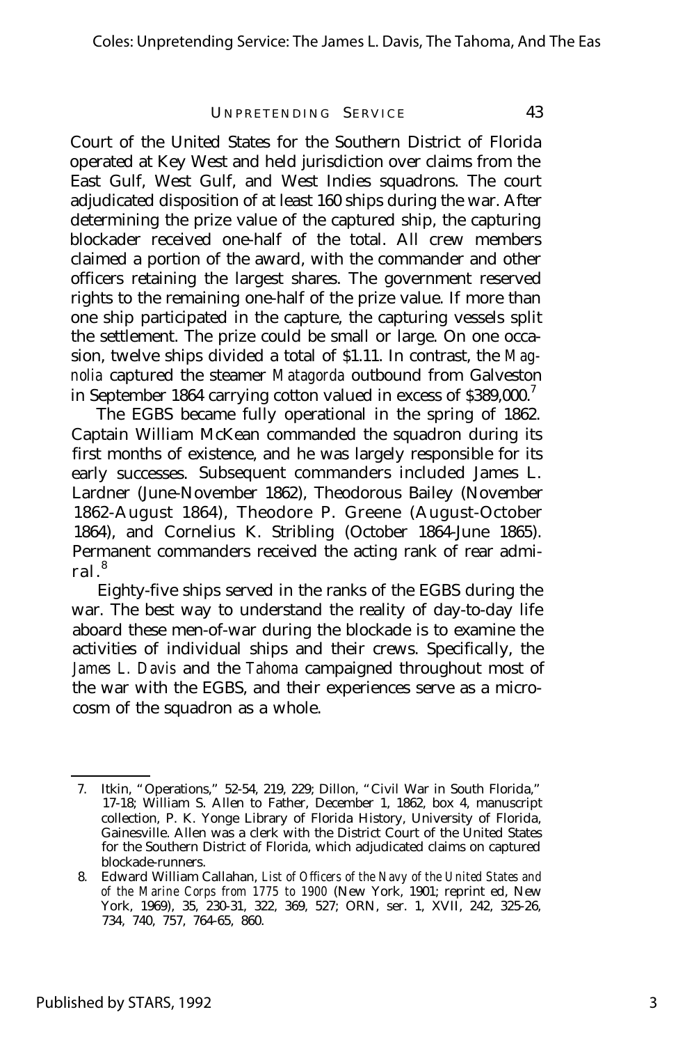Court of the United States for the Southern District of Florida operated at Key West and held jurisdiction over claims from the East Gulf, West Gulf, and West Indies squadrons. The court adjudicated disposition of at least 160 ships during the war. After determining the prize value of the captured ship, the capturing blockader received one-half of the total. All crew members claimed a portion of the award, with the commander and other officers retaining the largest shares. The government reserved rights to the remaining one-half of the prize value. If more than one ship participated in the capture, the capturing vessels split the settlement. The prize could be small or large. On one occasion, twelve ships divided a total of $1.11. In contrast, the *Magnolia* captured the steamer *Matagorda* outbound from Galveston in September 1864 carrying cotton valued in excess of $389,000.[7]

The EGBS became fully operational in the spring of 1862. Captain William McKean commanded the squadron during its first months of existence, and he was largely responsible for its early successes. Subsequent commanders included James L. Lardner (June-November 1862), Theodorous Bailey (November 1862-August 1864), Theodore P. Greene (August-October 1864), and Cornelius K. Stribling (October 1864-June 1865). Permanent commanders received the acting rank of rear admiral.[8]

Eighty-five ships served in the ranks of the EGBS during the war. The best way to understand the reality of day-to-day life aboard these men-of-war during the blockade is to examine the activities of individual ships and their crews. Specifically, the *James L. Davis* and the *Tahoma* campaigned throughout most of the war with the EGBS, and their experiences serve as a microcosm of the squadron as a whole.

---

7. Itkin, "Operations," 52-54, 219, 229; Dillon, "Civil War in South Florida," 17-18; William S. Allen to Father, December 1, 1862, box 4, manuscript collection, P. K. Yonge Library of Florida History, University of Florida, Gainesville. Allen was a clerk with the District Court of the United States for the Southern District of Florida, which adjudicated claims on captured blockade-runners.
8. Edward William Callahan, *List of Officers of the Navy of the United States and of the Marine Corps from 1775 to 1900* (New York, 1901; reprint ed, New York, 1969), 35, 230-31, 322, 369, 527; ORN, ser. 1, XVII, 242, 325-26, 734, 740, 757, 764-65, 860.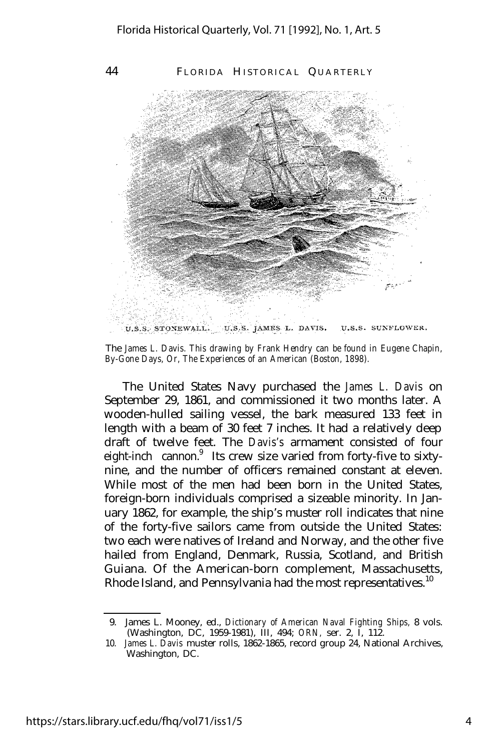U.S.S. STONEWALL. U.S.S. JAMES L. DAVIS. U.S.S. SUNFLOWER.

The *James L. Davis*. This drawing by Frank Hendry can be found in Eugene Chapin, *By-Gone Days, Or, The Experiences of an American* (Boston, 1898).

The United States Navy purchased the *James L. Davis* on September 29, 1861, and commissioned it two months later. A wooden-hulled sailing vessel, the bark measured 133 feet in length with a beam of 30 feet 7 inches. It had a relatively deep draft of twelve feet. The *Davis's* armament consisted of four eight-inch cannon.[9] Its crew size varied from forty-five to sixty-nine, and the number of officers remained constant at eleven. While most of the men had been born in the United States, foreign-born individuals comprised a sizeable minority. In January 1862, for example, the ship's muster roll indicates that nine of the forty-five sailors came from outside the United States: two each were natives of Ireland and Norway, and the other five hailed from England, Denmark, Russia, Scotland, and British Guiana. Of the American-born complement, Massachusetts, Rhode Island, and Pennsylvania had the most representatives.[10]

---

9. James L. Mooney, ed., *Dictionary of American Naval Fighting Ships*, 8 vols. (Washington, DC, 1959-1981), III, 494; *ORN*, ser. 2, I, 112.
10. *James L. Davis* muster rolls, 1862-1865, record group 24, National Archives, Washington, DC.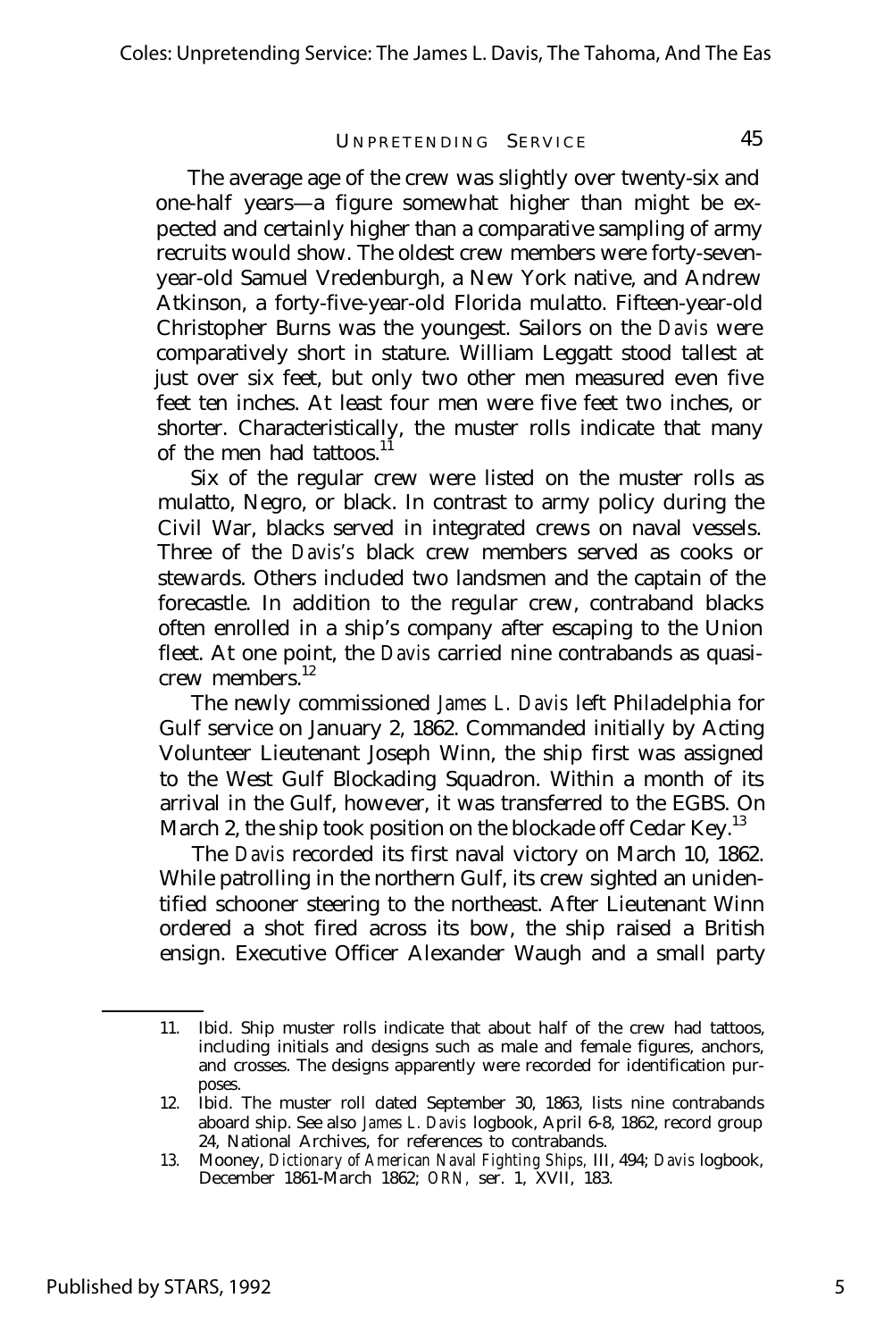The average age of the crew was slightly over twenty-six and one-half years—a figure somewhat higher than might be expected and certainly higher than a comparative sampling of army recruits would show. The oldest crew members were forty-seven-year-old Samuel Vredenburgh, a New York native, and Andrew Atkinson, a forty-five-year-old Florida mulatto. Fifteen-year-old Christopher Burns was the youngest. Sailors on the *Davis* were comparatively short in stature. William Leggatt stood tallest at just over six feet, but only two other men measured even five feet ten inches. At least four men were five feet two inches, or shorter. Characteristically, the muster rolls indicate that many of the men had tattoos.[11]

Six of the regular crew were listed on the muster rolls as mulatto, Negro, or black. In contrast to army policy during the Civil War, blacks served in integrated crews on naval vessels. Three of the *Davis's* black crew members served as cooks or stewards. Others included two landsmen and the captain of the forecastle. In addition to the regular crew, contraband blacks often enrolled in a ship's company after escaping to the Union fleet. At one point, the *Davis* carried nine contrabands as quasi-crew members.[12]

The newly commissioned *James L. Davis* left Philadelphia for Gulf service on January 2, 1862. Commanded initially by Acting Volunteer Lieutenant Joseph Winn, the ship first was assigned to the West Gulf Blockading Squadron. Within a month of its arrival in the Gulf, however, it was transferred to the EGBS. On March 2, the ship took position on the blockade off Cedar Key.[13]

The *Davis* recorded its first naval victory on March 10, 1862. While patrolling in the northern Gulf, its crew sighted an unidentified schooner steering to the northeast. After Lieutenant Winn ordered a shot fired across its bow, the ship raised a British ensign. Executive Officer Alexander Waugh and a small party

---

11. Ibid. Ship muster rolls indicate that about half of the crew had tattoos, including initials and designs such as male and female figures, anchors, and crosses. The designs apparently were recorded for identification purposes.
12. Ibid. The muster roll dated September 30, 1863, lists nine contrabands aboard ship. See also *James L. Davis* logbook, April 6-8, 1862, record group 24, National Archives, for references to contrabands.
13. Mooney, *Dictionary of American Naval Fighting Ships,* III, 494; *Davis* logbook, December 1861-March 1862; *ORN,* ser. 1, XVII, 183.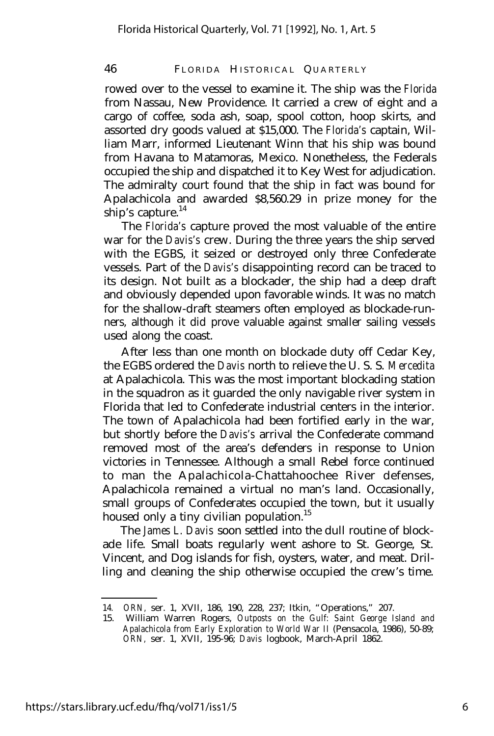rowed over to the vessel to examine it. The ship was the *Florida* from Nassau, New Providence. It carried a crew of eight and a cargo of coffee, soda ash, soap, spool cotton, hoop skirts, and assorted dry goods valued at $15,000. The *Florida's* captain, William Marr, informed Lieutenant Winn that his ship was bound from Havana to Matamoras, Mexico. Nonetheless, the Federals occupied the ship and dispatched it to Key West for adjudication. The admiralty court found that the ship in fact was bound for Apalachicola and awarded $8,560.29 in prize money for the ship's capture.[14]

The *Florida's* capture proved the most valuable of the entire war for the *Davis's* crew. During the three years the ship served with the EGBS, it seized or destroyed only three Confederate vessels. Part of the *Davis's* disappointing record can be traced to its design. Not built as a blockader, the ship had a deep draft and obviously depended upon favorable winds. It was no match for the shallow-draft steamers often employed as blockade-runners, although it did prove valuable against smaller sailing vessels used along the coast.

After less than one month on blockade duty off Cedar Key, the EGBS ordered the *Davis* north to relieve the U. S. S. *Mercedita* at Apalachicola. This was the most important blockading station in the squadron as it guarded the only navigable river system in Florida that led to Confederate industrial centers in the interior. The town of Apalachicola had been fortified early in the war, but shortly before the *Davis's* arrival the Confederate command removed most of the area's defenders in response to Union victories in Tennessee. Although a small Rebel force continued to man the Apalachicola-Chattahoochee River defenses, Apalachicola remained a virtual no man's land. Occasionally, small groups of Confederates occupied the town, but it usually housed only a tiny civilian population.[15]

The *James L. Davis* soon settled into the dull routine of blockade life. Small boats regularly went ashore to St. George, St. Vincent, and Dog islands for fish, oysters, water, and meat. Drilling and cleaning the ship otherwise occupied the crew's time.

---

14. *ORN*, ser. 1, XVII, 186, 190, 228, 237; Itkin, "Operations," 207.
15. William Warren Rogers, *Outposts on the Gulf: Saint George Island and Apalachicola from Early Exploration to World War II* (Pensacola, 1986), 50-89; *ORN*, ser. 1, XVII, 195-96; *Davis* logbook, March-April 1862.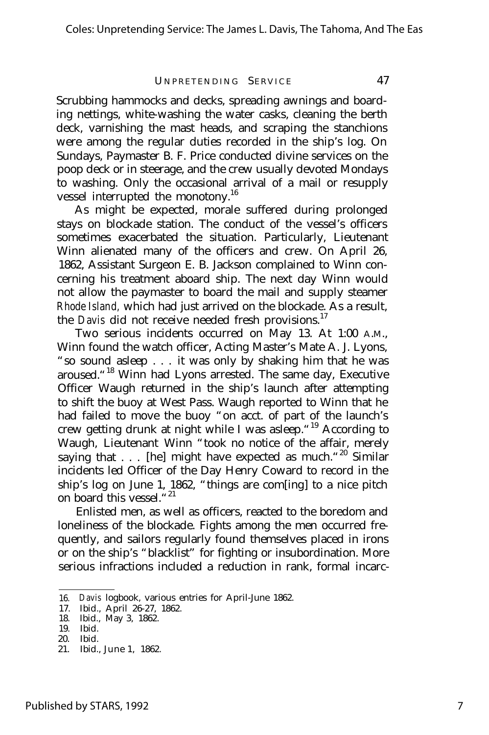Scrubbing hammocks and decks, spreading awnings and boarding nettings, white-washing the water casks, cleaning the berth deck, varnishing the mast heads, and scraping the stanchions were among the regular duties recorded in the ship's log. On Sundays, Paymaster B. F. Price conducted divine services on the poop deck or in steerage, and the crew usually devoted Mondays to washing. Only the occasional arrival of a mail or resupply vessel interrupted the monotony.[16]

As might be expected, morale suffered during prolonged stays on blockade station. The conduct of the vessel's officers sometimes exacerbated the situation. Particularly, Lieutenant Winn alienated many of the officers and crew. On April 26, 1862, Assistant Surgeon E. B. Jackson complained to Winn concerning his treatment aboard ship. The next day Winn would not allow the paymaster to board the mail and supply steamer *Rhode Island,* which had just arrived on the blockade. As a result, the *Davis* did not receive needed fresh provisions.[17]

Two serious incidents occurred on May 13. At 1:00 A.M., Winn found the watch officer, Acting Master's Mate A. J. Lyons, "so sound asleep . . . it was only by shaking him that he was aroused."[18] Winn had Lyons arrested. The same day, Executive Officer Waugh returned in the ship's launch after attempting to shift the buoy at West Pass. Waugh reported to Winn that he had failed to move the buoy "on acct. of part of the launch's crew getting drunk at night while I was asleep."[19] According to Waugh, Lieutenant Winn "took no notice of the affair, merely saying that . . . [he] might have expected as much."[20] Similar incidents led Officer of the Day Henry Coward to record in the ship's log on June 1, 1862, "things are com[ing] to a nice pitch on board this vessel."[21]

Enlisted men, as well as officers, reacted to the boredom and loneliness of the blockade. Fights among the men occurred frequently, and sailors regularly found themselves placed in irons or on the ship's "blacklist" for fighting or insubordination. More serious infractions included a reduction in rank, formal incarc-

16. *Davis* logbook, various entries for April-June 1862.
17. Ibid., April 26-27, 1862.
18. Ibid., May 3, 1862.
19. Ibid.
20. Ibid.
21. Ibid., June 1, 1862.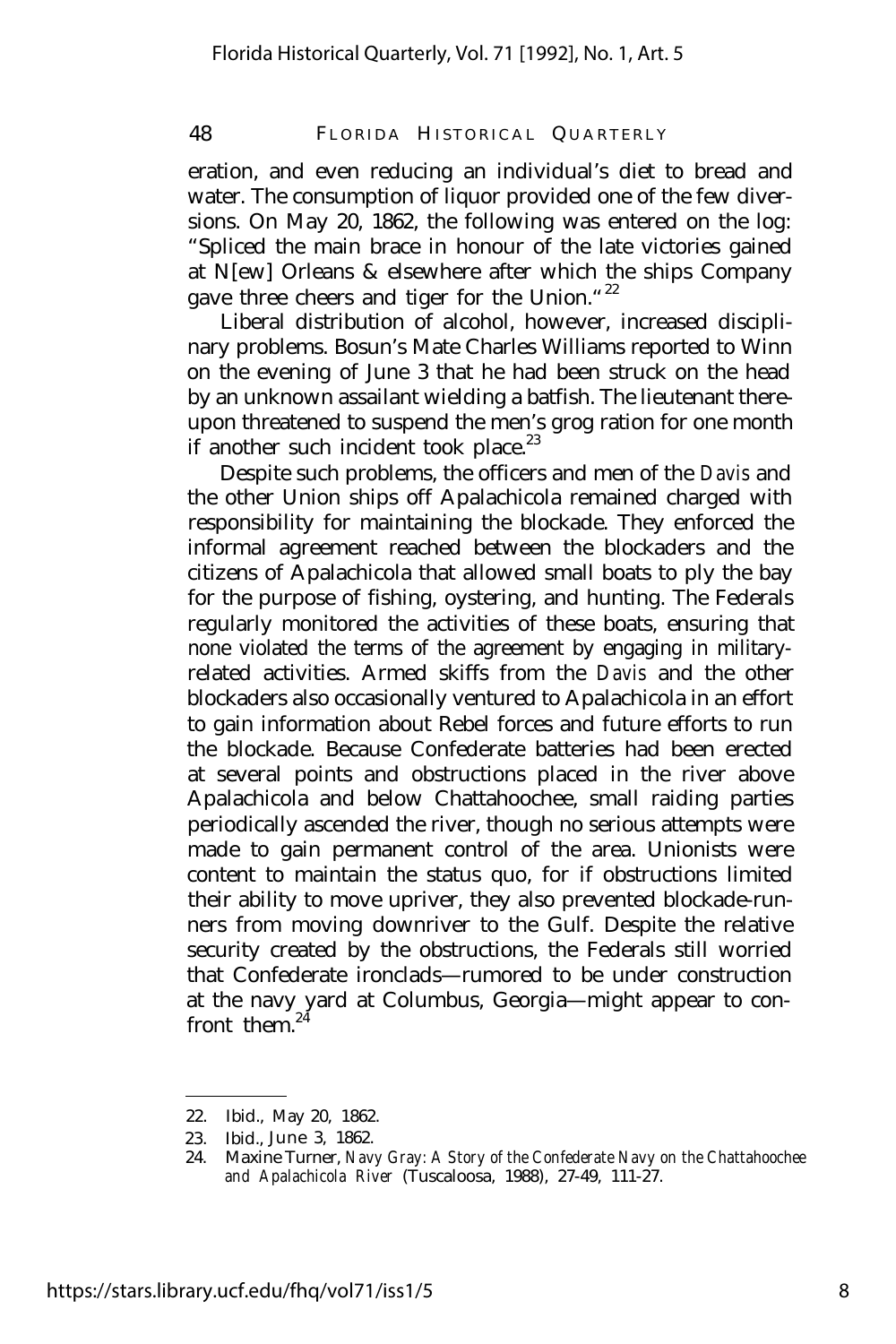eration, and even reducing an individual's diet to bread and water. The consumption of liquor provided one of the few diversions. On May 20, 1862, the following was entered on the log: "Spliced the main brace in honour of the late victories gained at N[ew] Orleans & elsewhere after which the ships Company gave three cheers and tiger for the Union."[22]

Liberal distribution of alcohol, however, increased disciplinary problems. Bosun's Mate Charles Williams reported to Winn on the evening of June 3 that he had been struck on the head by an unknown assailant wielding a batfish. The lieutenant thereupon threatened to suspend the men's grog ration for one month if another such incident took place.[23]

Despite such problems, the officers and men of the *Davis* and the other Union ships off Apalachicola remained charged with responsibility for maintaining the blockade. They enforced the informal agreement reached between the blockaders and the citizens of Apalachicola that allowed small boats to ply the bay for the purpose of fishing, oystering, and hunting. The Federals regularly monitored the activities of these boats, ensuring that none violated the terms of the agreement by engaging in military-related activities. Armed skiffs from the *Davis* and the other blockaders also occasionally ventured to Apalachicola in an effort to gain information about Rebel forces and future efforts to run the blockade. Because Confederate batteries had been erected at several points and obstructions placed in the river above Apalachicola and below Chattahoochee, small raiding parties periodically ascended the river, though no serious attempts were made to gain permanent control of the area. Unionists were content to maintain the status quo, for if obstructions limited their ability to move upriver, they also prevented blockade-runners from moving downriver to the Gulf. Despite the relative security created by the obstructions, the Federals still worried that Confederate ironclads—rumored to be under construction at the navy yard at Columbus, Georgia—might appear to confront them.[24]

---

22. Ibid., May 20, 1862.
23. Ibid., June 3, 1862.
24. Maxine Turner, *Navy Gray: A Story of the Confederate Navy on the Chattahoochee and Apalachicola River* (Tuscaloosa, 1988), 27-49, 111-27.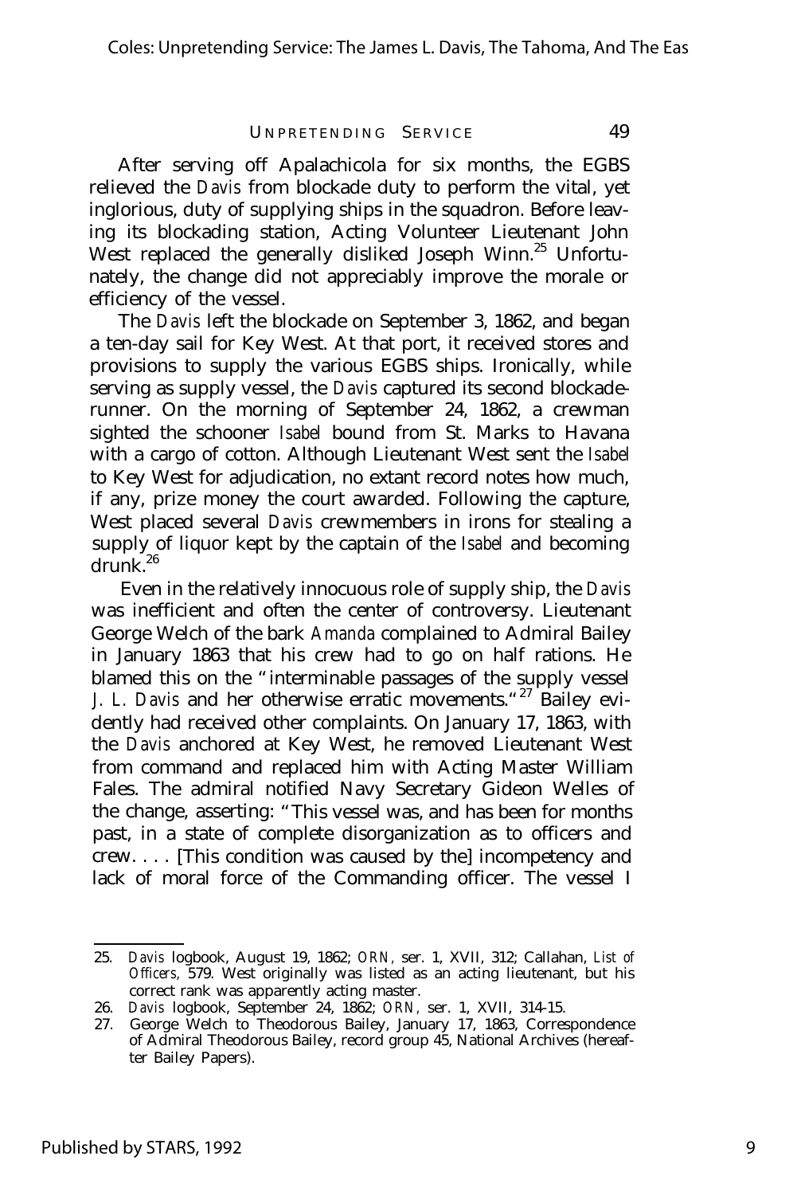After serving off Apalachicola for six months, the EGBS relieved the *Davis* from blockade duty to perform the vital, yet inglorious, duty of supplying ships in the squadron. Before leaving its blockading station, Acting Volunteer Lieutenant John West replaced the generally disliked Joseph Winn.[25] Unfortunately, the change did not appreciably improve the morale or efficiency of the vessel.

The *Davis* left the blockade on September 3, 1862, and began a ten-day sail for Key West. At that port, it received stores and provisions to supply the various EGBS ships. Ironically, while serving as supply vessel, the *Davis* captured its second blockade-runner. On the morning of September 24, 1862, a crewman sighted the schooner *Isabel* bound from St. Marks to Havana with a cargo of cotton. Although Lieutenant West sent the *Isabel* to Key West for adjudication, no extant record notes how much, if any, prize money the court awarded. Following the capture, West placed several *Davis* crewmembers in irons for stealing a supply of liquor kept by the captain of the *Isabel* and becoming drunk.[26]

Even in the relatively innocuous role of supply ship, the *Davis* was inefficient and often the center of controversy. Lieutenant George Welch of the bark *Amanda* complained to Admiral Bailey in January 1863 that his crew had to go on half rations. He blamed this on the "interminable passages of the supply vessel *J. L. Davis* and her otherwise erratic movements."[27] Bailey evidently had received other complaints. On January 17, 1863, with the *Davis* anchored at Key West, he removed Lieutenant West from command and replaced him with Acting Master William Fales. The admiral notified Navy Secretary Gideon Welles of the change, asserting: "This vessel was, and has been for months past, in a state of complete disorganization as to officers and crew. . . . [This condition was caused by the] incompetency and lack of moral force of the Commanding officer. The vessel I

---

25. *Davis* logbook, August 19, 1862; *ORN*, ser. 1, XVII, 312; Callahan, *List of Officers*, 579. West originally was listed as an acting lieutenant, but his correct rank was apparently acting master.
26. *Davis* logbook, September 24, 1862; *ORN*, ser. 1, XVII, 314-15.
27. George Welch to Theodorous Bailey, January 17, 1863, Correspondence of Admiral Theodorous Bailey, record group 45, National Archives (hereafter Bailey Papers).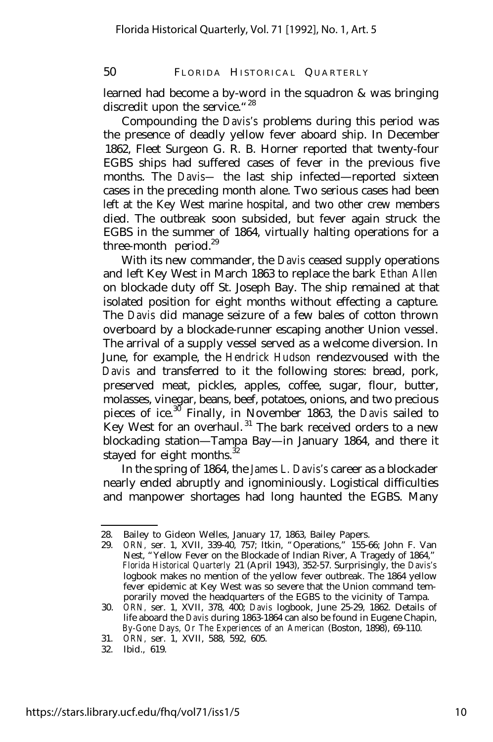learned had become a by-word in the squadron & was bringing discredit upon the service."[28]

Compounding the *Davis's* problems during this period was the presence of deadly yellow fever aboard ship. In December 1862, Fleet Surgeon G. R. B. Horner reported that twenty-four EGBS ships had suffered cases of fever in the previous five months. The *Davis*— the last ship infected—reported sixteen cases in the preceding month alone. Two serious cases had been left at the Key West marine hospital, and two other crew members died. The outbreak soon subsided, but fever again struck the EGBS in the summer of 1864, virtually halting operations for a three-month period.[29]

With its new commander, the *Davis* ceased supply operations and left Key West in March 1863 to replace the bark *Ethan Allen* on blockade duty off St. Joseph Bay. The ship remained at that isolated position for eight months without effecting a capture. The *Davis* did manage seizure of a few bales of cotton thrown overboard by a blockade-runner escaping another Union vessel. The arrival of a supply vessel served as a welcome diversion. In June, for example, the *Hendrick Hudson* rendezvoused with the *Davis* and transferred to it the following stores: bread, pork, preserved meat, pickles, apples, coffee, sugar, flour, butter, molasses, vinegar, beans, beef, potatoes, onions, and two precious pieces of ice.[30] Finally, in November 1863, the *Davis* sailed to Key West for an overhaul.[31] The bark received orders to a new blockading station—Tampa Bay—in January 1864, and there it stayed for eight months.[32]

In the spring of 1864, the *James L. Davis's* career as a blockader nearly ended abruptly and ignominiously. Logistical difficulties and manpower shortages had long haunted the EGBS. Many

---

28. Bailey to Gideon Welles, January 17, 1863, Bailey Papers.
29. *ORN*, ser. 1, XVII, 339-40, 757; Itkin, "Operations," 155-66; John F. Van Nest, "Yellow Fever on the Blockade of Indian River, A Tragedy of 1864," *Florida Historical Quarterly* 21 (April 1943), 352-57. Surprisingly, the *Davis's* logbook makes no mention of the yellow fever outbreak. The 1864 yellow fever epidemic at Key West was so severe that the Union command temporarily moved the headquarters of the EGBS to the vicinity of Tampa.
30. *ORN*, ser. 1, XVII, 378, 400; *Davis* logbook, June 25-29, 1862. Details of life aboard the *Davis* during 1863-1864 can also be found in Eugene Chapin, *By-Gone Days, Or The Experiences of an American* (Boston, 1898), 69-110.
31. *ORN*, ser. 1, XVII, 588, 592, 605.
32. Ibid., 619.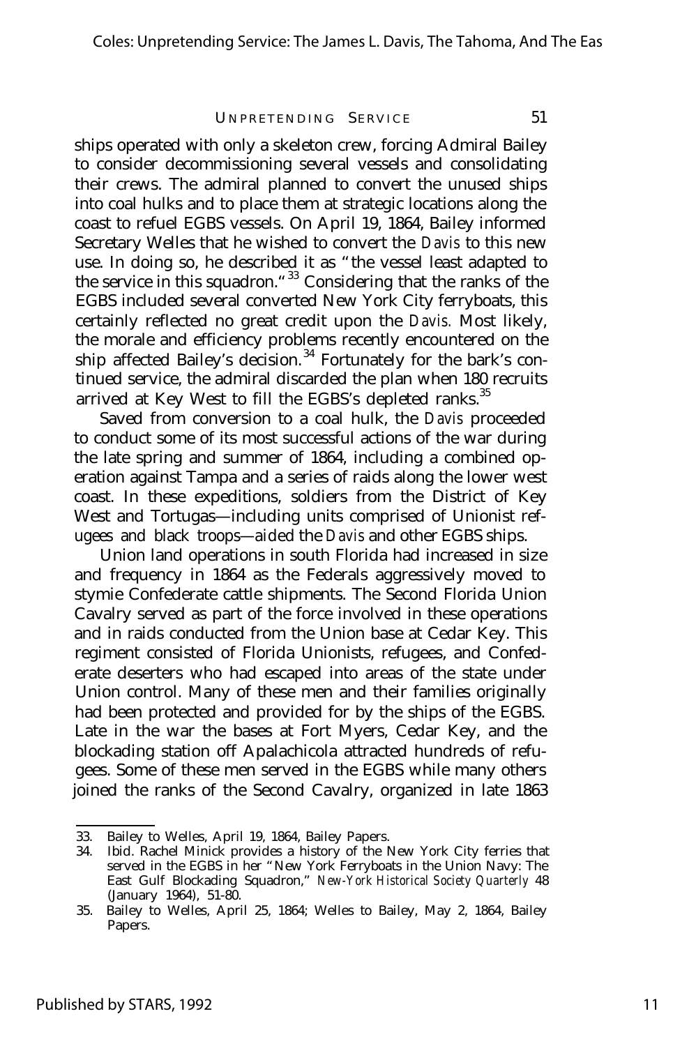ships operated with only a skeleton crew, forcing Admiral Bailey to consider decommissioning several vessels and consolidating their crews. The admiral planned to convert the unused ships into coal hulks and to place them at strategic locations along the coast to refuel EGBS vessels. On April 19, 1864, Bailey informed Secretary Welles that he wished to convert the *Davis* to this new use. In doing so, he described it as "the vessel least adapted to the service in this squadron."[33] Considering that the ranks of the EGBS included several converted New York City ferryboats, this certainly reflected no great credit upon the *Davis.* Most likely, the morale and efficiency problems recently encountered on the ship affected Bailey's decision.[34] Fortunately for the bark's continued service, the admiral discarded the plan when 180 recruits arrived at Key West to fill the EGBS's depleted ranks.[35]

Saved from conversion to a coal hulk, the *Davis* proceeded to conduct some of its most successful actions of the war during the late spring and summer of 1864, including a combined operation against Tampa and a series of raids along the lower west coast. In these expeditions, soldiers from the District of Key West and Tortugas—including units comprised of Unionist refugees and black troops—aided the *Davis* and other EGBS ships.

Union land operations in south Florida had increased in size and frequency in 1864 as the Federals aggressively moved to stymie Confederate cattle shipments. The Second Florida Union Cavalry served as part of the force involved in these operations and in raids conducted from the Union base at Cedar Key. This regiment consisted of Florida Unionists, refugees, and Confederate deserters who had escaped into areas of the state under Union control. Many of these men and their families originally had been protected and provided for by the ships of the EGBS. Late in the war the bases at Fort Myers, Cedar Key, and the blockading station off Apalachicola attracted hundreds of refugees. Some of these men served in the EGBS while many others joined the ranks of the Second Cavalry, organized in late 1863

33. Bailey to Welles, April 19, 1864, Bailey Papers.
34. Ibid. Rachel Minick provides a history of the New York City ferries that served in the EGBS in her "New York Ferryboats in the Union Navy: The East Gulf Blockading Squadron," *New-York Historical Society Quarterly* 48 (January 1964), 51-80.
35. Bailey to Welles, April 25, 1864; Welles to Bailey, May 2, 1864, Bailey Papers.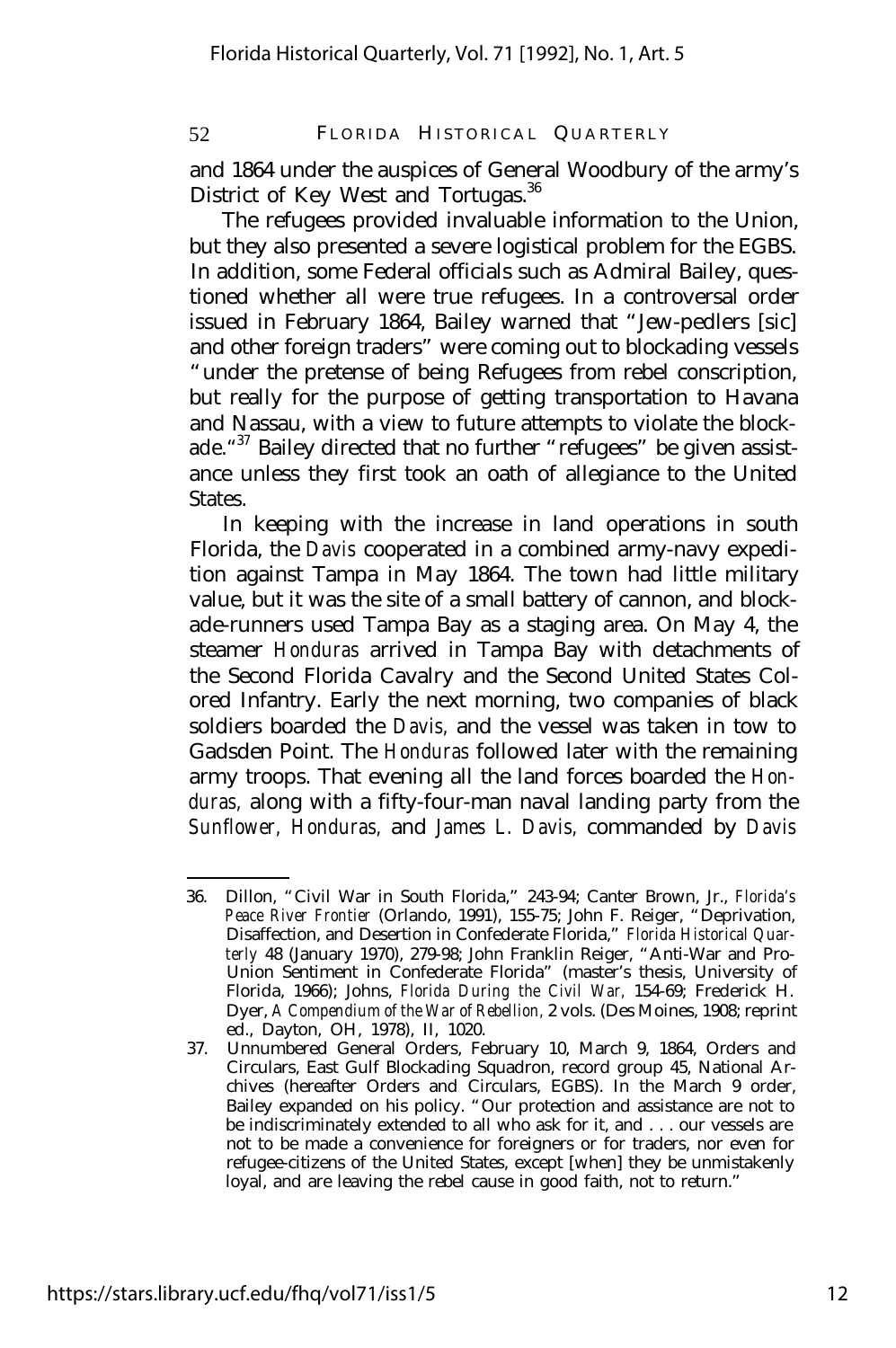and 1864 under the auspices of General Woodbury of the army's District of Key West and Tortugas.[36]

The refugees provided invaluable information to the Union, but they also presented a severe logistical problem for the EGBS. In addition, some Federal officials such as Admiral Bailey, questioned whether all were true refugees. In a controversal order issued in February 1864, Bailey warned that "Jew-pedlers [sic] and other foreign traders" were coming out to blockading vessels "under the pretense of being Refugees from rebel conscription, but really for the purpose of getting transportation to Havana and Nassau, with a view to future attempts to violate the blockade."[37] Bailey directed that no further "refugees" be given assistance unless they first took an oath of allegiance to the United States.

In keeping with the increase in land operations in south Florida, the *Davis* cooperated in a combined army-navy expedition against Tampa in May 1864. The town had little military value, but it was the site of a small battery of cannon, and blockade-runners used Tampa Bay as a staging area. On May 4, the steamer *Honduras* arrived in Tampa Bay with detachments of the Second Florida Cavalry and the Second United States Colored Infantry. Early the next morning, two companies of black soldiers boarded the *Davis,* and the vessel was taken in tow to Gadsden Point. The *Honduras* followed later with the remaining army troops. That evening all the land forces boarded the *Honduras,* along with a fifty-four-man naval landing party from the *Sunflower, Honduras,* and *James L. Davis,* commanded by *Davis*

---

36. Dillon, "Civil War in South Florida," 243-94; Canter Brown, Jr., *Florida's Peace River Frontier* (Orlando, 1991), 155-75; John F. Reiger, "Deprivation, Disaffection, and Desertion in Confederate Florida," *Florida Historical Quarterly* 48 (January 1970), 279-98; John Franklin Reiger, "Anti-War and Pro-Union Sentiment in Confederate Florida" (master's thesis, University of Florida, 1966); Johns, *Florida During the Civil War,* 154-69; Frederick H. Dyer, *A Compendium of the War of Rebellion,* 2 vols. (Des Moines, 1908; reprint ed., Dayton, OH, 1978), II, 1020.

37. Unnumbered General Orders, February 10, March 9, 1864, Orders and Circulars, East Gulf Blockading Squadron, record group 45, National Archives (hereafter Orders and Circulars, EGBS). In the March 9 order, Bailey expanded on his policy. "Our protection and assistance are not to be indiscriminately extended to all who ask for it, and . . . our vessels are not to be made a convenience for foreigners or for traders, nor even for refugee-citizens of the United States, except [when] they be unmistakenly loyal, and are leaving the rebel cause in good faith, not to return."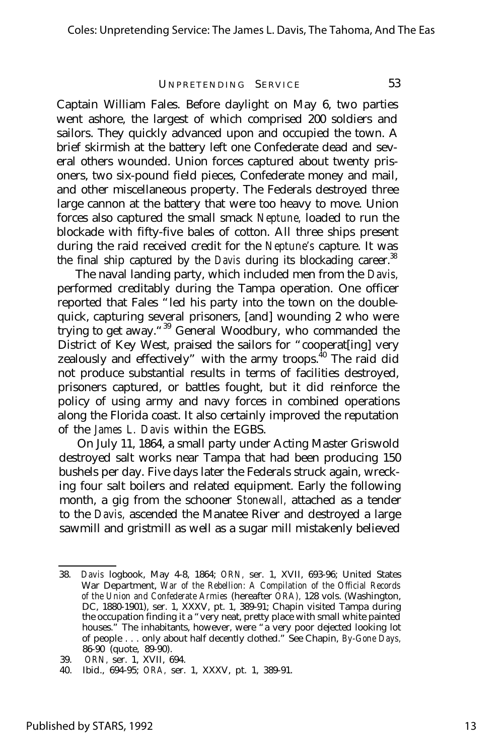Captain William Fales. Before daylight on May 6, two parties went ashore, the largest of which comprised 200 soldiers and sailors. They quickly advanced upon and occupied the town. A brief skirmish at the battery left one Confederate dead and several others wounded. Union forces captured about twenty prisoners, two six-pound field pieces, Confederate money and mail, and other miscellaneous property. The Federals destroyed three large cannon at the battery that were too heavy to move. Union forces also captured the small smack *Neptune,* loaded to run the blockade with fifty-five bales of cotton. All three ships present during the raid received credit for the *Neptune's* capture. It was the final ship captured by the *Davis* during its blockading career.[38]

The naval landing party, which included men from the *Davis,* performed creditably during the Tampa operation. One officer reported that Fales "led his party into the town on the double-quick, capturing several prisoners, [and] wounding 2 who were trying to get away."[39] General Woodbury, who commanded the District of Key West, praised the sailors for "cooperat[ing] very zealously and effectively" with the army troops.[40] The raid did not produce substantial results in terms of facilities destroyed, prisoners captured, or battles fought, but it did reinforce the policy of using army and navy forces in combined operations along the Florida coast. It also certainly improved the reputation of the *James L. Davis* within the EGBS.

On July 11, 1864, a small party under Acting Master Griswold destroyed salt works near Tampa that had been producing 150 bushels per day. Five days later the Federals struck again, wrecking four salt boilers and related equipment. Early the following month, a gig from the schooner *Stonewall,* attached as a tender to the *Davis,* ascended the Manatee River and destroyed a large sawmill and gristmill as well as a sugar mill mistakenly believed

---

38. *Davis* logbook, May 4-8, 1864; *ORN,* ser. 1, XVII, 693-96; United States War Department, *War of the Rebellion: A Compilation of the Official Records of the Union and Confederate Armies* (hereafter *ORA),* 128 vols. (Washington, DC, 1880-1901), ser. 1, XXXV, pt. 1, 389-91; Chapin visited Tampa during the occupation finding it a "very neat, pretty place with small white painted houses." The inhabitants, however, were "a very poor dejected looking lot of people . . . only about half decently clothed." See Chapin, *By-Gone Days,* 86-90 (quote, 89-90).
39. *ORN,* ser. 1, XVII, 694.
40. Ibid., 694-95; *ORA,* ser. 1, XXXV, pt. 1, 389-91.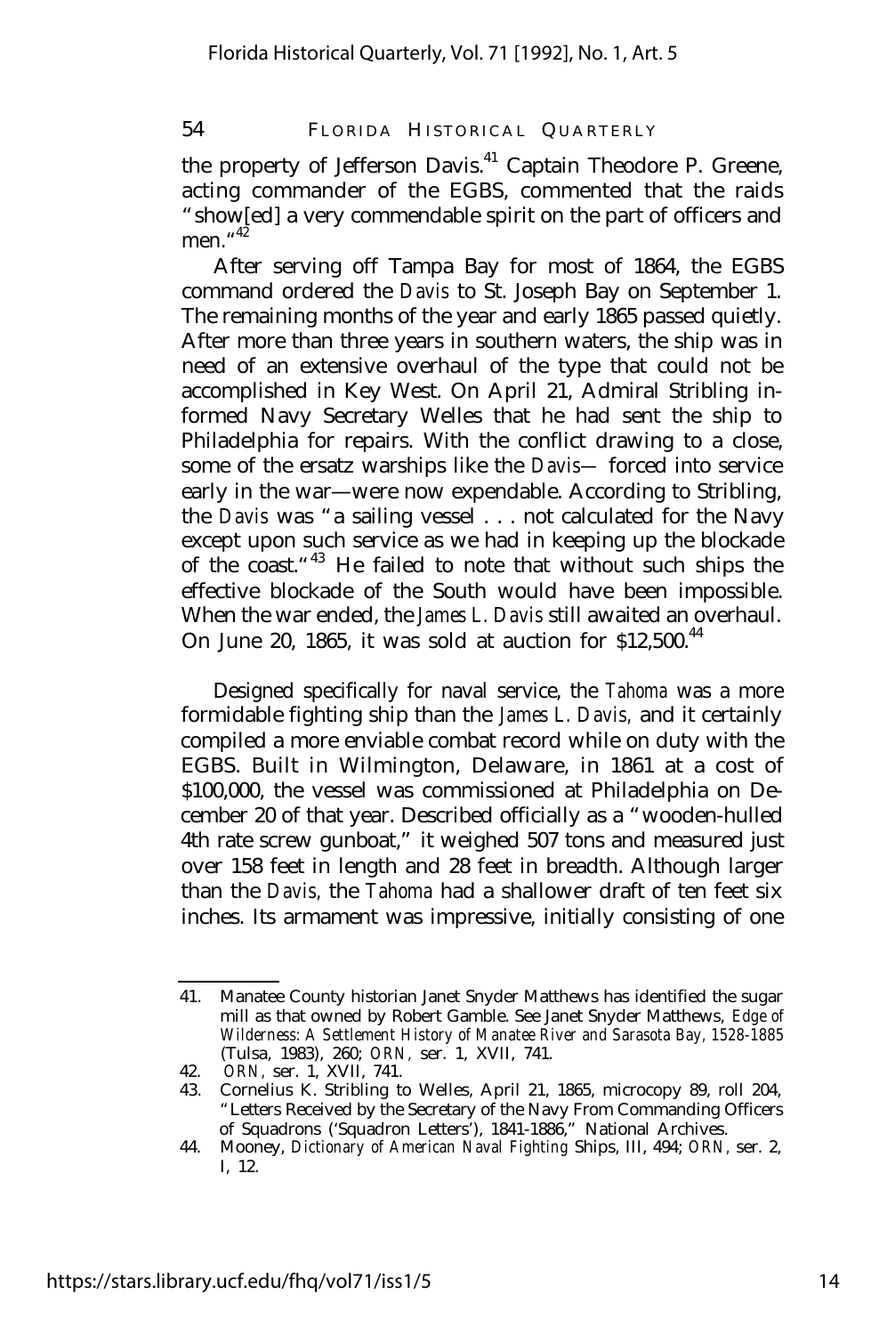the property of Jefferson Davis.[41] Captain Theodore P. Greene, acting commander of the EGBS, commented that the raids "show[ed] a very commendable spirit on the part of officers and men."[42]

After serving off Tampa Bay for most of 1864, the EGBS command ordered the *Davis* to St. Joseph Bay on September 1. The remaining months of the year and early 1865 passed quietly. After more than three years in southern waters, the ship was in need of an extensive overhaul of the type that could not be accomplished in Key West. On April 21, Admiral Stribling informed Navy Secretary Welles that he had sent the ship to Philadelphia for repairs. With the conflict drawing to a close, some of the ersatz warships like the *Davis*— forced into service early in the war—were now expendable. According to Stribling, the *Davis* was "a sailing vessel . . . not calculated for the Navy except upon such service as we had in keeping up the blockade of the coast."[43] He failed to note that without such ships the effective blockade of the South would have been impossible. When the war ended, the *James L. Davis* still awaited an overhaul. On June 20, 1865, it was sold at auction for $12,500.[44]

Designed specifically for naval service, the *Tahoma* was a more formidable fighting ship than the *James L. Davis,* and it certainly compiled a more enviable combat record while on duty with the EGBS. Built in Wilmington, Delaware, in 1861 at a cost of $100,000, the vessel was commissioned at Philadelphia on December 20 of that year. Described officially as a "wooden-hulled 4th rate screw gunboat," it weighed 507 tons and measured just over 158 feet in length and 28 feet in breadth. Although larger than the *Davis,* the *Tahoma* had a shallower draft of ten feet six inches. Its armament was impressive, initially consisting of one

---

41. Manatee County historian Janet Snyder Matthews has identified the sugar mill as that owned by Robert Gamble. See Janet Snyder Matthews, *Edge of Wilderness: A Settlement History of Manatee River and Sarasota Bay, 1528-1885* (Tulsa, 1983), 260; *ORN,* ser. 1, XVII, 741.
42. *ORN,* ser. 1, XVII, 741.
43. Cornelius K. Stribling to Welles, April 21, 1865, microcopy 89, roll 204, "Letters Received by the Secretary of the Navy From Commanding Officers of Squadrons ('Squadron Letters'), 1841-1886," National Archives.
44. Mooney, *Dictionary of American Naval Fighting Ships,* III, 494; *ORN,* ser. 2, I, 12.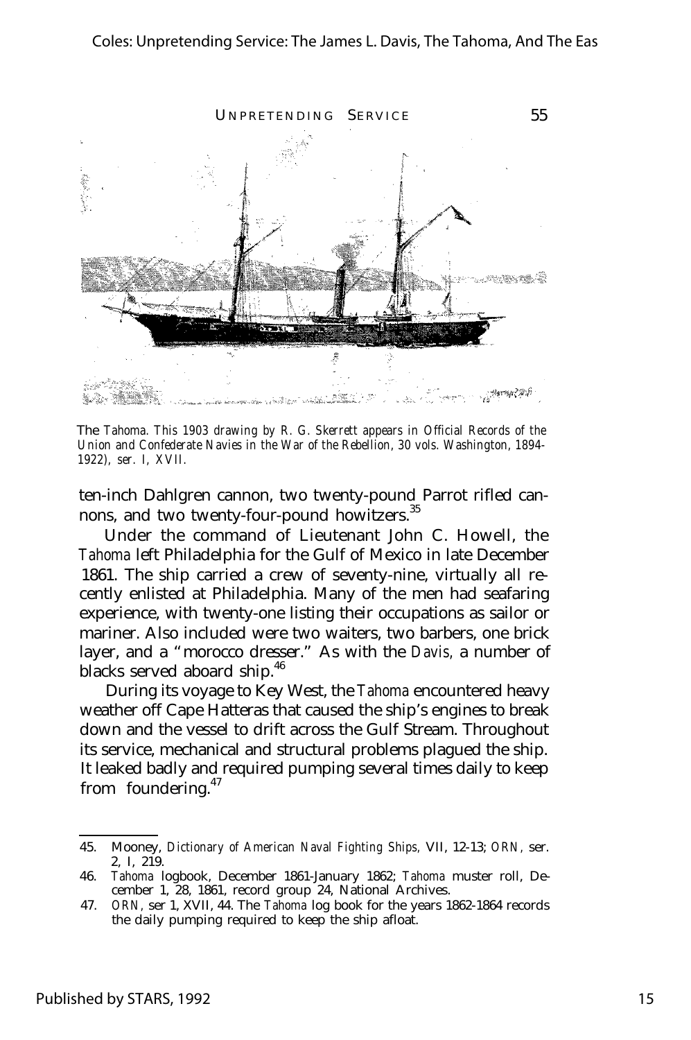The *Tahoma. This 1903 drawing by R. G. Skerrett appears in Official Records of the Union and Confederate Navies in the War of the Rebellion, 30 vols. Washington, 1894-1922), ser. I, XVII.*

ten-inch Dahlgren cannon, two twenty-pound Parrot rifled cannons, and two twenty-four-pound howitzers.[35]

Under the command of Lieutenant John C. Howell, the *Tahoma* left Philadelphia for the Gulf of Mexico in late December 1861. The ship carried a crew of seventy-nine, virtually all recently enlisted at Philadelphia. Many of the men had seafaring experience, with twenty-one listing their occupations as sailor or mariner. Also included were two waiters, two barbers, one brick layer, and a "morocco dresser." As with the *Davis,* a number of blacks served aboard ship.[46]

During its voyage to Key West, the *Tahoma* encountered heavy weather off Cape Hatteras that caused the ship's engines to break down and the vessel to drift across the Gulf Stream. Throughout its service, mechanical and structural problems plagued the ship. It leaked badly and required pumping several times daily to keep from foundering.[47]

45. Mooney, *Dictionary of American Naval Fighting Ships,* VII, 12-13; *ORN,* ser. 2, I, 219.

46. *Tahoma* logbook, December 1861-January 1862; *Tahoma* muster roll, December 1, 28, 1861, record group 24, National Archives.

47. *ORN,* ser 1, XVII, 44. The *Tahoma* log book for the years 1862-1864 records the daily pumping required to keep the ship afloat.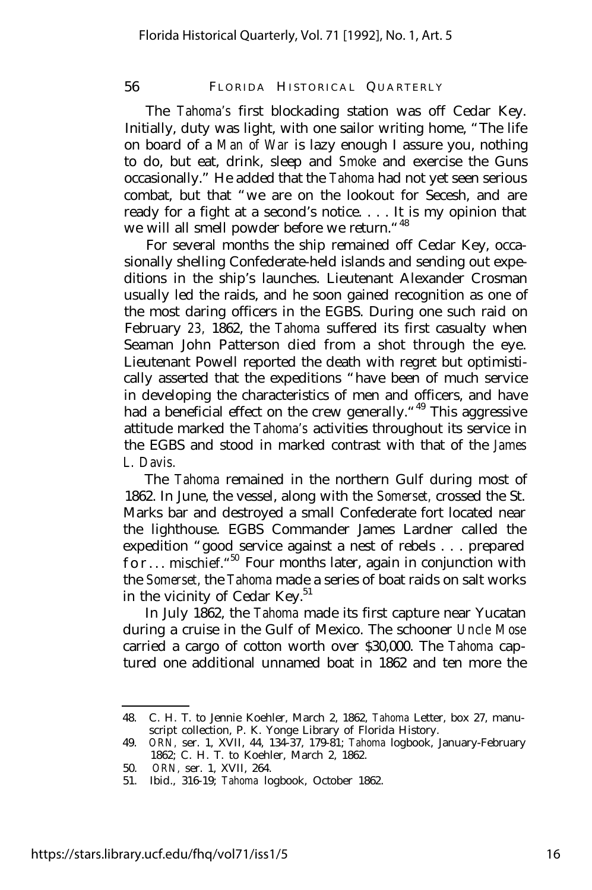The *Tahoma's* first blockading station was off Cedar Key. Initially, duty was light, with one sailor writing home, "The life on board of a *Man of War* is lazy enough I assure you, nothing to do, but eat, drink, sleep and *Smoke* and exercise the Guns occasionally." He added that the *Tahoma* had not yet seen serious combat, but that "we are on the lookout for Secesh, and are ready for a fight at a second's notice. . . . It is my opinion that we will all smell powder before we return."[48]

For several months the ship remained off Cedar Key, occasionally shelling Confederate-held islands and sending out expeditions in the ship's launches. Lieutenant Alexander Crosman usually led the raids, and he soon gained recognition as one of the most daring officers in the EGBS. During one such raid on February 23, 1862, the *Tahoma* suffered its first casualty when Seaman John Patterson died from a shot through the eye. Lieutenant Powell reported the death with regret but optimistically asserted that the expeditions "have been of much service in developing the characteristics of men and officers, and have had a beneficial effect on the crew generally."[49] This aggressive attitude marked the *Tahoma's* activities throughout its service in the EGBS and stood in marked contrast with that of the *James L. Davis.*

The *Tahoma* remained in the northern Gulf during most of 1862. In June, the vessel, along with the *Somerset,* crossed the St. Marks bar and destroyed a small Confederate fort located near the lighthouse. EGBS Commander James Lardner called the expedition "good service against a nest of rebels . . . prepared for . . . mischief."[50] Four months later, again in conjunction with the *Somerset,* the *Tahoma* made a series of boat raids on salt works in the vicinity of Cedar Key.[51]

In July 1862, the *Tahoma* made its first capture near Yucatan during a cruise in the Gulf of Mexico. The schooner *Uncle Mose* carried a cargo of cotton worth over $30,000. The *Tahoma* captured one additional unnamed boat in 1862 and ten more the

---

48. C. H. T. to Jennie Koehler, March 2, 1862, *Tahoma* Letter, box 27, manuscript collection, P. K. Yonge Library of Florida History.
49. *ORN,* ser. 1, XVII, 44, 134-37, 179-81; *Tahoma* logbook, January-February 1862; C. H. T. to Koehler, March 2, 1862.
50. *ORN,* ser. 1, XVII, 264.
51. Ibid., 316-19; *Tahoma* logbook, October 1862.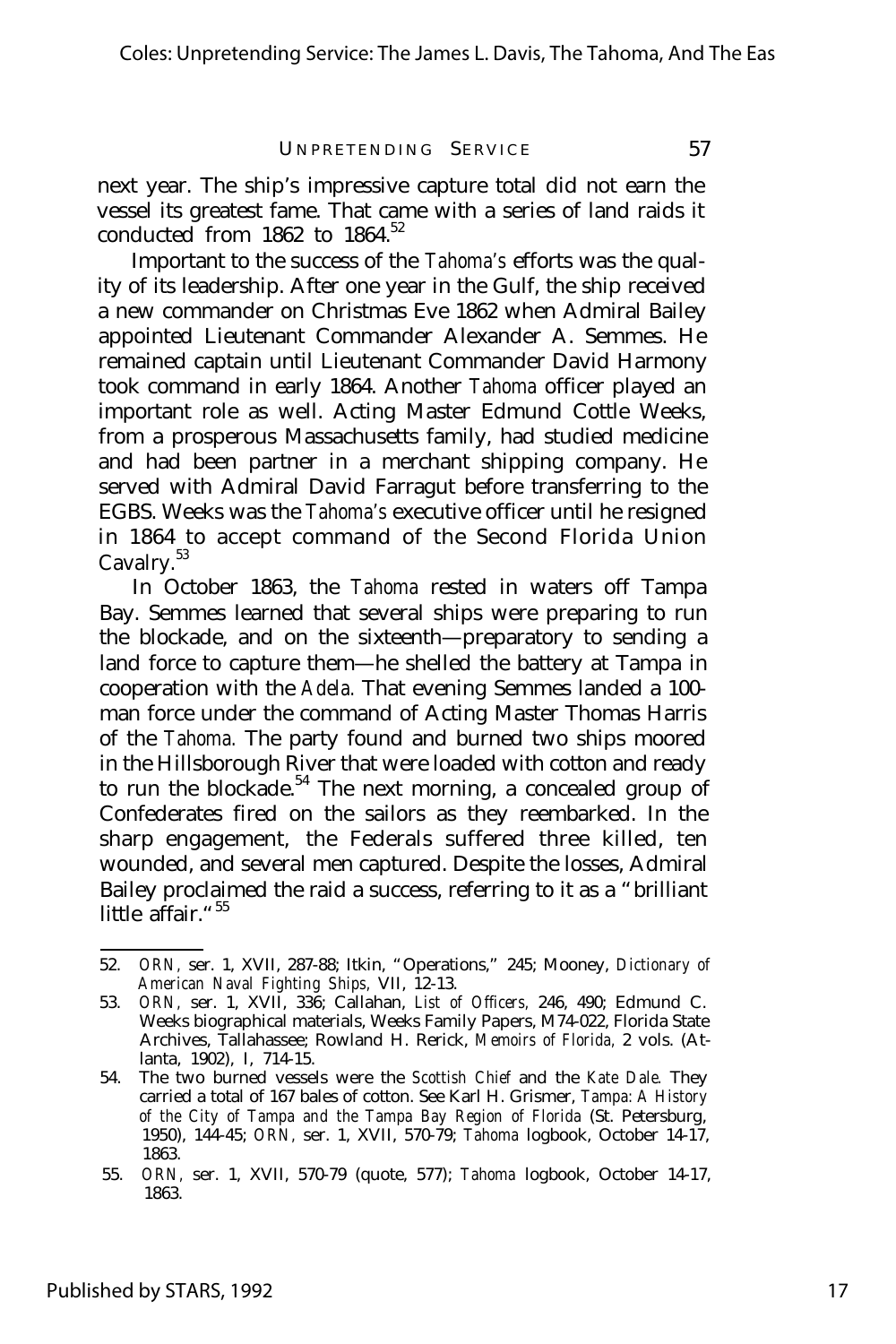next year. The ship's impressive capture total did not earn the vessel its greatest fame. That came with a series of land raids it conducted from 1862 to 1864.[52]

Important to the success of the *Tahoma's* efforts was the quality of its leadership. After one year in the Gulf, the ship received a new commander on Christmas Eve 1862 when Admiral Bailey appointed Lieutenant Commander Alexander A. Semmes. He remained captain until Lieutenant Commander David Harmony took command in early 1864. Another *Tahoma* officer played an important role as well. Acting Master Edmund Cottle Weeks, from a prosperous Massachusetts family, had studied medicine and had been partner in a merchant shipping company. He served with Admiral David Farragut before transferring to the EGBS. Weeks was the *Tahoma's* executive officer until he resigned in 1864 to accept command of the Second Florida Union Cavalry.[53]

In October 1863, the *Tahoma* rested in waters off Tampa Bay. Semmes learned that several ships were preparing to run the blockade, and on the sixteenth—preparatory to sending a land force to capture them—he shelled the battery at Tampa in cooperation with the *Adela.* That evening Semmes landed a 100-man force under the command of Acting Master Thomas Harris of the *Tahoma.* The party found and burned two ships moored in the Hillsborough River that were loaded with cotton and ready to run the blockade.[54] The next morning, a concealed group of Confederates fired on the sailors as they reembarked. In the sharp engagement, the Federals suffered three killed, ten wounded, and several men captured. Despite the losses, Admiral Bailey proclaimed the raid a success, referring to it as a "brilliant little affair."[55]

---

52. *ORN,* ser. 1, XVII, 287-88; Itkin, "Operations," 245; Mooney, *Dictionary of American Naval Fighting Ships,* VII, 12-13.

53. *ORN,* ser. 1, XVII, 336; Callahan, *List of Officers,* 246, 490; Edmund C. Weeks biographical materials, Weeks Family Papers, M74-022, Florida State Archives, Tallahassee; Rowland H. Rerick, *Memoirs of Florida,* 2 vols. (Atlanta, 1902), I, 714-15.

54. The two burned vessels were the *Scottish Chief* and the *Kate Dale.* They carried a total of 167 bales of cotton. See Karl H. Grismer, *Tampa: A History of the City of Tampa and the Tampa Bay Region of Florida* (St. Petersburg, 1950), 144-45; *ORN,* ser. 1, XVII, 570-79; *Tahoma* logbook, October 14-17, 1863.

55. *ORN,* ser. 1, XVII, 570-79 (quote, 577); *Tahoma* logbook, October 14-17, 1863.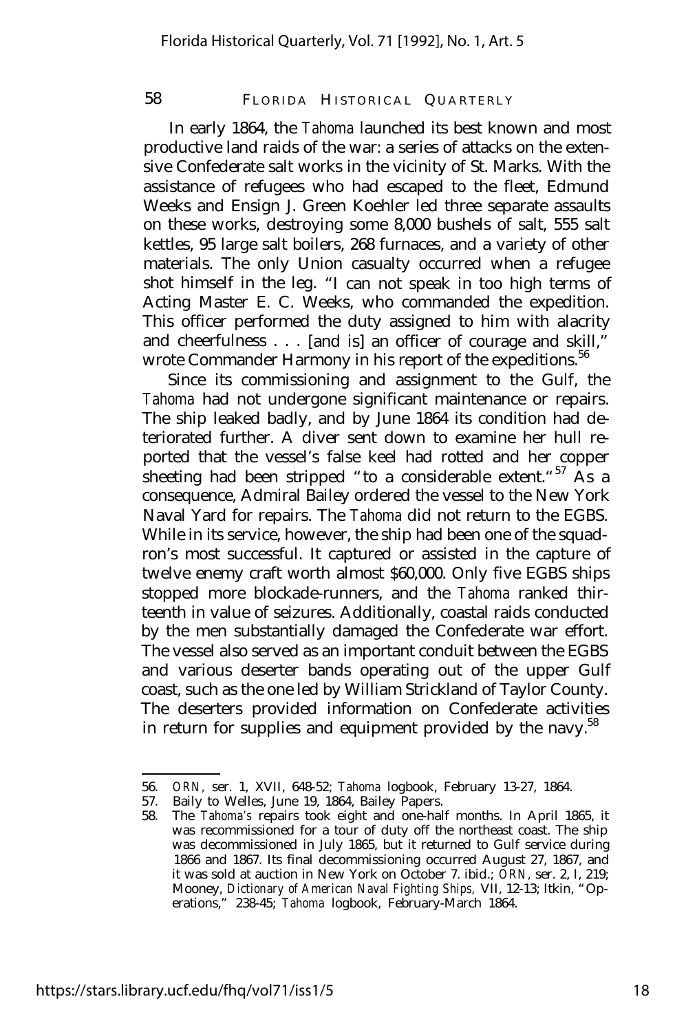In early 1864, the *Tahoma* launched its best known and most productive land raids of the war: a series of attacks on the extensive Confederate salt works in the vicinity of St. Marks. With the assistance of refugees who had escaped to the fleet, Edmund Weeks and Ensign J. Green Koehler led three separate assaults on these works, destroying some 8,000 bushels of salt, 555 salt kettles, 95 large salt boilers, 268 furnaces, and a variety of other materials. The only Union casualty occurred when a refugee shot himself in the leg. "I can not speak in too high terms of Acting Master E. C. Weeks, who commanded the expedition. This officer performed the duty assigned to him with alacrity and cheerfulness . . . [and is] an officer of courage and skill," wrote Commander Harmony in his report of the expeditions.[56]

Since its commissioning and assignment to the Gulf, the *Tahoma* had not undergone significant maintenance or repairs. The ship leaked badly, and by June 1864 its condition had deteriorated further. A diver sent down to examine her hull reported that the vessel's false keel had rotted and her copper sheeting had been stripped "to a considerable extent."[57] As a consequence, Admiral Bailey ordered the vessel to the New York Naval Yard for repairs. The *Tahoma* did not return to the EGBS. While in its service, however, the ship had been one of the squadron's most successful. It captured or assisted in the capture of twelve enemy craft worth almost $60,000. Only five EGBS ships stopped more blockade-runners, and the *Tahoma* ranked thirteenth in value of seizures. Additionally, coastal raids conducted by the men substantially damaged the Confederate war effort. The vessel also served as an important conduit between the EGBS and various deserter bands operating out of the upper Gulf coast, such as the one led by William Strickland of Taylor County. The deserters provided information on Confederate activities in return for supplies and equipment provided by the navy.[58]

---

56. *ORN,* ser. 1, XVII, 648-52; *Tahoma* logbook, February 13-27, 1864.
57. Baily to Welles, June 19, 1864, Bailey Papers.
58. The *Tahoma's* repairs took eight and one-half months. In April 1865, it was recommissioned for a tour of duty off the northeast coast. The ship was decommissioned in July 1865, but it returned to Gulf service during 1866 and 1867. Its final decommissioning occurred August 27, 1867, and it was sold at auction in New York on October 7. ibid.; *ORN,* ser. 2, I, 219; Mooney, *Dictionary of American Naval Fighting Ships,* VII, 12-13; Itkin, "Operations," 238-45; *Tahoma* logbook, February-March 1864.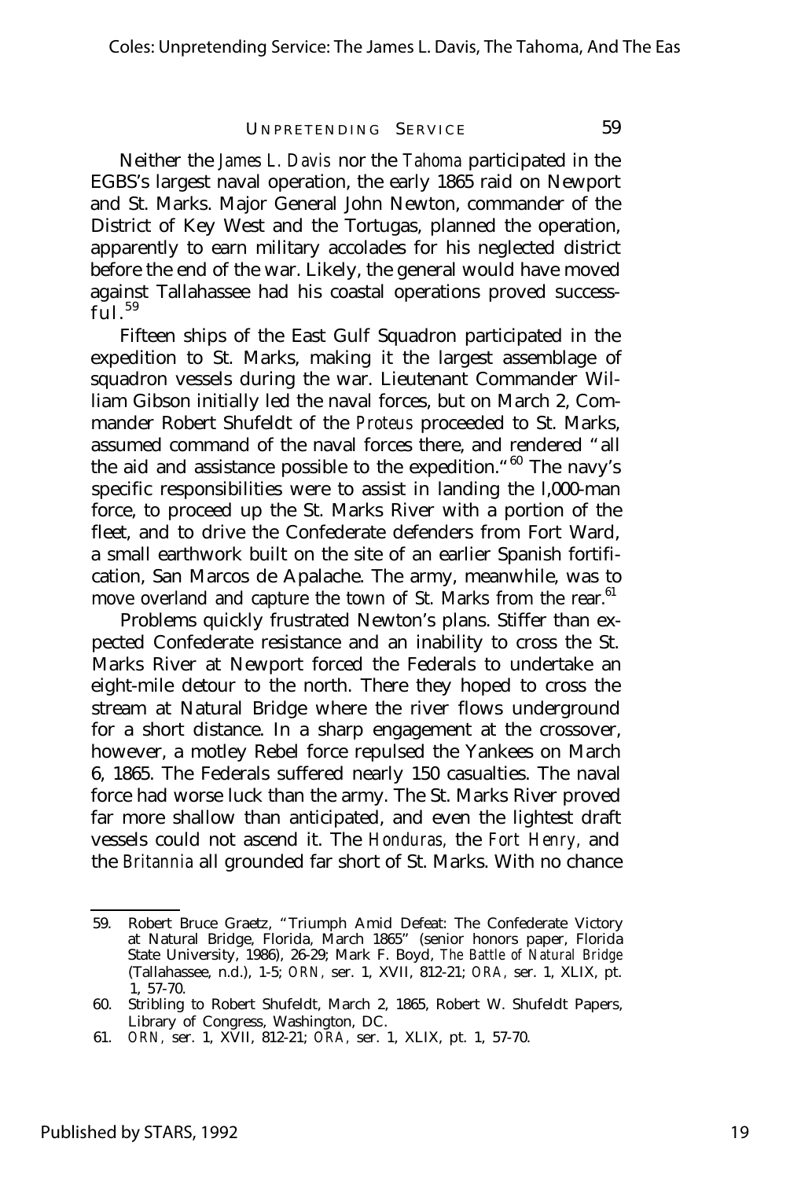Neither the *James L. Davis* nor the *Tahoma* participated in the EGBS's largest naval operation, the early 1865 raid on Newport and St. Marks. Major General John Newton, commander of the District of Key West and the Tortugas, planned the operation, apparently to earn military accolades for his neglected district before the end of the war. Likely, the general would have moved against Tallahassee had his coastal operations proved successful.[59]

Fifteen ships of the East Gulf Squadron participated in the expedition to St. Marks, making it the largest assemblage of squadron vessels during the war. Lieutenant Commander William Gibson initially led the naval forces, but on March 2, Commander Robert Shufeldt of the *Proteus* proceeded to St. Marks, assumed command of the naval forces there, and rendered "all the aid and assistance possible to the expedition."[60] The navy's specific responsibilities were to assist in landing the l,000-man force, to proceed up the St. Marks River with a portion of the fleet, and to drive the Confederate defenders from Fort Ward, a small earthwork built on the site of an earlier Spanish fortification, San Marcos de Apalache. The army, meanwhile, was to move overland and capture the town of St. Marks from the rear.[61]

Problems quickly frustrated Newton's plans. Stiffer than expected Confederate resistance and an inability to cross the St. Marks River at Newport forced the Federals to undertake an eight-mile detour to the north. There they hoped to cross the stream at Natural Bridge where the river flows underground for a short distance. In a sharp engagement at the crossover, however, a motley Rebel force repulsed the Yankees on March 6, 1865. The Federals suffered nearly 150 casualties. The naval force had worse luck than the army. The St. Marks River proved far more shallow than anticipated, and even the lightest draft vessels could not ascend it. The *Honduras,* the *Fort Henry,* and the *Britannia* all grounded far short of St. Marks. With no chance

59. Robert Bruce Graetz, "Triumph Amid Defeat: The Confederate Victory at Natural Bridge, Florida, March 1865" (senior honors paper, Florida State University, 1986), 26-29; Mark F. Boyd, *The Battle of Natural Bridge* (Tallahassee, n.d.), 1-5; *ORN,* ser. 1, XVII, 812-21; *ORA,* ser. 1, XLIX, pt. 1, 57-70.

60. Stribling to Robert Shufeldt, March 2, 1865, Robert W. Shufeldt Papers, Library of Congress, Washington, DC.

61. *ORN,* ser. 1, XVII, 812-21; *ORA,* ser. 1, XLIX, pt. 1, 57-70.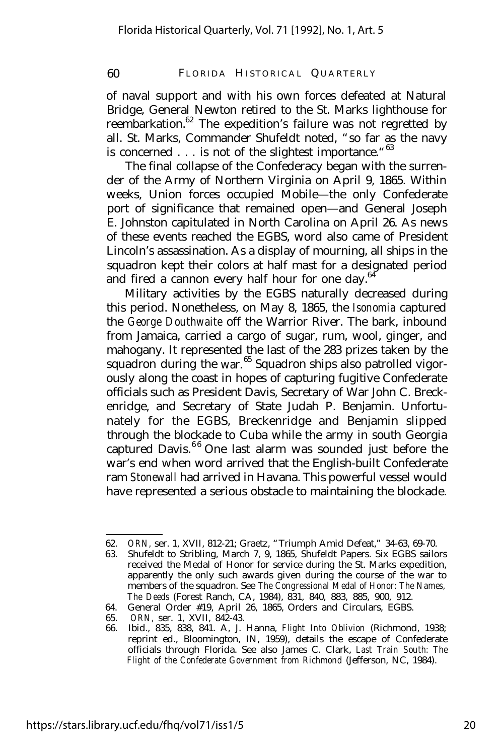of naval support and with his own forces defeated at Natural Bridge, General Newton retired to the St. Marks lighthouse for reembarkation.[62] The expedition's failure was not regretted by all. St. Marks, Commander Shufeldt noted, "so far as the navy is concerned . . . is not of the slightest importance."[63]

The final collapse of the Confederacy began with the surrender of the Army of Northern Virginia on April 9, 1865. Within weeks, Union forces occupied Mobile—the only Confederate port of significance that remained open—and General Joseph E. Johnston capitulated in North Carolina on April 26. As news of these events reached the EGBS, word also came of President Lincoln's assassination. As a display of mourning, all ships in the squadron kept their colors at half mast for a designated period and fired a cannon every half hour for one day.[64]

Military activities by the EGBS naturally decreased during this period. Nonetheless, on May 8, 1865, the *Isonomia* captured the *George Douthwaite* off the Warrior River. The bark, inbound from Jamaica, carried a cargo of sugar, rum, wool, ginger, and mahogany. It represented the last of the 283 prizes taken by the squadron during the war.[65] Squadron ships also patrolled vigorously along the coast in hopes of capturing fugitive Confederate officials such as President Davis, Secretary of War John C. Breckenridge, and Secretary of State Judah P. Benjamin. Unfortunately for the EGBS, Breckenridge and Benjamin slipped through the blockade to Cuba while the army in south Georgia captured Davis.[66] One last alarm was sounded just before the war's end when word arrived that the English-built Confederate ram *Stonewall* had arrived in Havana. This powerful vessel would have represented a serious obstacle to maintaining the blockade.

---

62. *ORN*, ser. 1, XVII, 812-21; Graetz, "Triumph Amid Defeat," 34-63, 69-70.

63. Shufeldt to Stribling, March 7, 9, 1865, Shufeldt Papers. Six EGBS sailors received the Medal of Honor for service during the St. Marks expedition, apparently the only such awards given during the course of the war to members of the squadron. See *The Congressional Medal of Honor: The Names, The Deeds* (Forest Ranch, CA, 1984), 831, 840, 883, 885, 900, 912.

64. General Order #19, April 26, 1865, Orders and Circulars, EGBS.

65. *ORN*, ser. 1, XVII, 842-43.

66. Ibid., 835, 838, 841. A, J. Hanna, *Flight Into Oblivion* (Richmond, 1938; reprint ed., Bloomington, IN, 1959), details the escape of Confederate officials through Florida. See also James C. Clark, *Last Train South: The Flight of the Confederate Government from Richmond* (Jefferson, NC, 1984).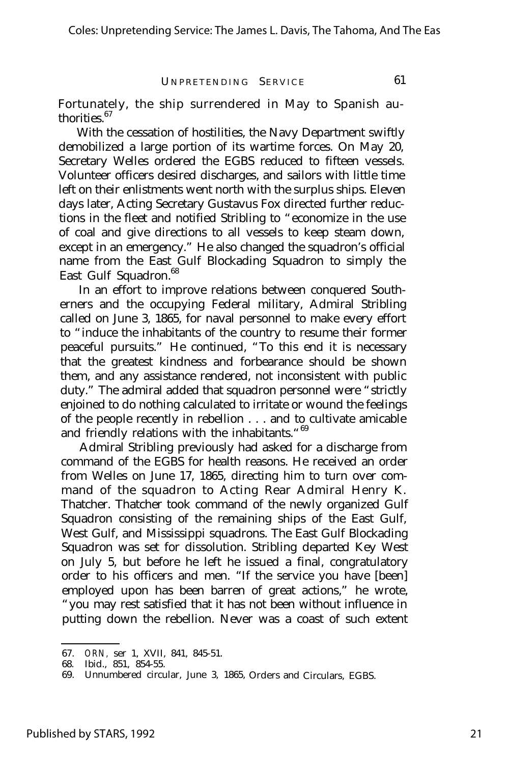Fortunately, the ship surrendered in May to Spanish authorities.[67]

With the cessation of hostilities, the Navy Department swiftly demobilized a large portion of its wartime forces. On May 20, Secretary Welles ordered the EGBS reduced to fifteen vessels. Volunteer officers desired discharges, and sailors with little time left on their enlistments went north with the surplus ships. Eleven days later, Acting Secretary Gustavus Fox directed further reductions in the fleet and notified Stribling to "economize in the use of coal and give directions to all vessels to keep steam down, except in an emergency." He also changed the squadron's official name from the East Gulf Blockading Squadron to simply the East Gulf Squadron.[68]

In an effort to improve relations between conquered Southerners and the occupying Federal military, Admiral Stribling called on June 3, 1865, for naval personnel to make every effort to "induce the inhabitants of the country to resume their former peaceful pursuits." He continued, "To this end it is necessary that the greatest kindness and forbearance should be shown them, and any assistance rendered, not inconsistent with public duty." The admiral added that squadron personnel were "strictly enjoined to do nothing calculated to irritate or wound the feelings of the people recently in rebellion . . . and to cultivate amicable and friendly relations with the inhabitants."[69]

Admiral Stribling previously had asked for a discharge from command of the EGBS for health reasons. He received an order from Welles on June 17, 1865, directing him to turn over command of the squadron to Acting Rear Admiral Henry K. Thatcher. Thatcher took command of the newly organized Gulf Squadron consisting of the remaining ships of the East Gulf, West Gulf, and Mississippi squadrons. The East Gulf Blockading Squadron was set for dissolution. Stribling departed Key West on July 5, but before he left he issued a final, congratulatory order to his officers and men. "If the service you have [been] employed upon has been barren of great actions," he wrote, "you may rest satisfied that it has not been without influence in putting down the rebellion. Never was a coast of such extent

67. *ORN,* ser 1, XVII, 841, 845-51.

68. Ibid., 851, 854-55.

69. Unnumbered circular, June 3, 1865, Orders and Circulars, EGBS.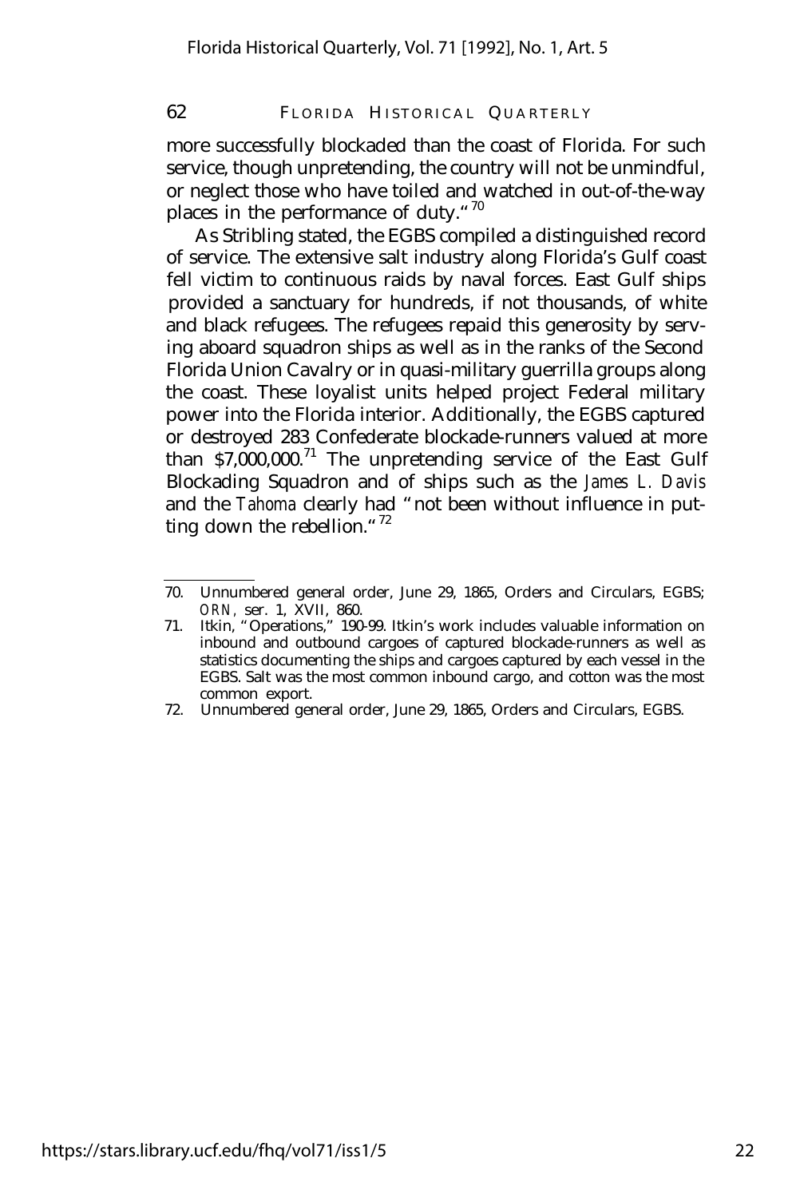more successfully blockaded than the coast of Florida. For such service, though unpretending, the country will not be unmindful, or neglect those who have toiled and watched in out-of-the-way places in the performance of duty."[70]

As Stribling stated, the EGBS compiled a distinguished record of service. The extensive salt industry along Florida's Gulf coast fell victim to continuous raids by naval forces. East Gulf ships provided a sanctuary for hundreds, if not thousands, of white and black refugees. The refugees repaid this generosity by serving aboard squadron ships as well as in the ranks of the Second Florida Union Cavalry or in quasi-military guerrilla groups along the coast. These loyalist units helped project Federal military power into the Florida interior. Additionally, the EGBS captured or destroyed 283 Confederate blockade-runners valued at more than $7,000,000.[71] The unpretending service of the East Gulf Blockading Squadron and of ships such as the *James L. Davis* and the *Tahoma* clearly had "not been without influence in putting down the rebellion."[72]

---

70. Unnumbered general order, June 29, 1865, Orders and Circulars, EGBS; *ORN*, ser. 1, XVII, 860.
71. Itkin, "Operations," 190-99. Itkin's work includes valuable information on inbound and outbound cargoes of captured blockade-runners as well as statistics documenting the ships and cargoes captured by each vessel in the EGBS. Salt was the most common inbound cargo, and cotton was the most common export.
72. Unnumbered general order, June 29, 1865, Orders and Circulars, EGBS.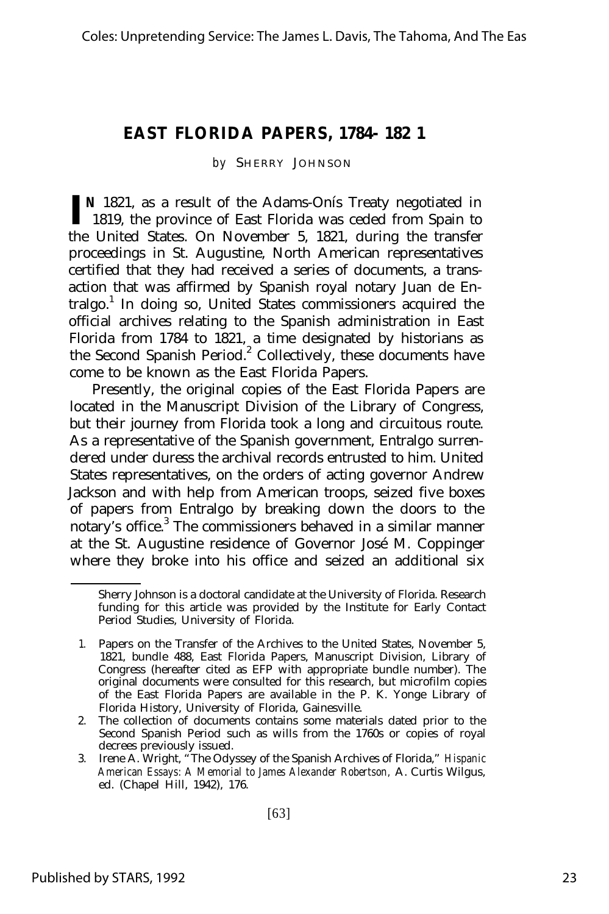# EAST FLORIDA PAPERS, 1784- 182 1

*by* SHERRY JOHNSON

IN 1821, as a result of the Adams-Onís Treaty negotiated in 1819, the province of East Florida was ceded from Spain to the United States. On November 5, 1821, during the transfer proceedings in St. Augustine, North American representatives certified that they had received a series of documents, a transaction that was affirmed by Spanish royal notary Juan de Entralgo.[1] In doing so, United States commissioners acquired the official archives relating to the Spanish administration in East Florida from 1784 to 1821, a time designated by historians as the Second Spanish Period.[2] Collectively, these documents have come to be known as the East Florida Papers.

Presently, the original copies of the East Florida Papers are located in the Manuscript Division of the Library of Congress, but their journey from Florida took a long and circuitous route. As a representative of the Spanish government, Entralgo surrendered under duress the archival records entrusted to him. United States representatives, on the orders of acting governor Andrew Jackson and with help from American troops, seized five boxes of papers from Entralgo by breaking down the doors to the notary's office.[3] The commissioners behaved in a similar manner at the St. Augustine residence of Governor José M. Coppinger where they broke into his office and seized an additional six

Sherry Johnson is a doctoral candidate at the University of Florida. Research funding for this article was provided by the Institute for Early Contact Period Studies, University of Florida.

1. Papers on the Transfer of the Archives to the United States, November 5, 1821, bundle 488, East Florida Papers, Manuscript Division, Library of Congress (hereafter cited as EFP with appropriate bundle number). The original documents were consulted for this research, but microfilm copies of the East Florida Papers are available in the P. K. Yonge Library of Florida History, University of Florida, Gainesville.
2. The collection of documents contains some materials dated prior to the Second Spanish Period such as wills from the 1760s or copies of royal decrees previously issued.
3. Irene A. Wright, "The Odyssey of the Spanish Archives of Florida," *Hispanic American Essays: A Memorial to James Alexander Robertson,* A. Curtis Wilgus, ed. (Chapel Hill, 1942), 176.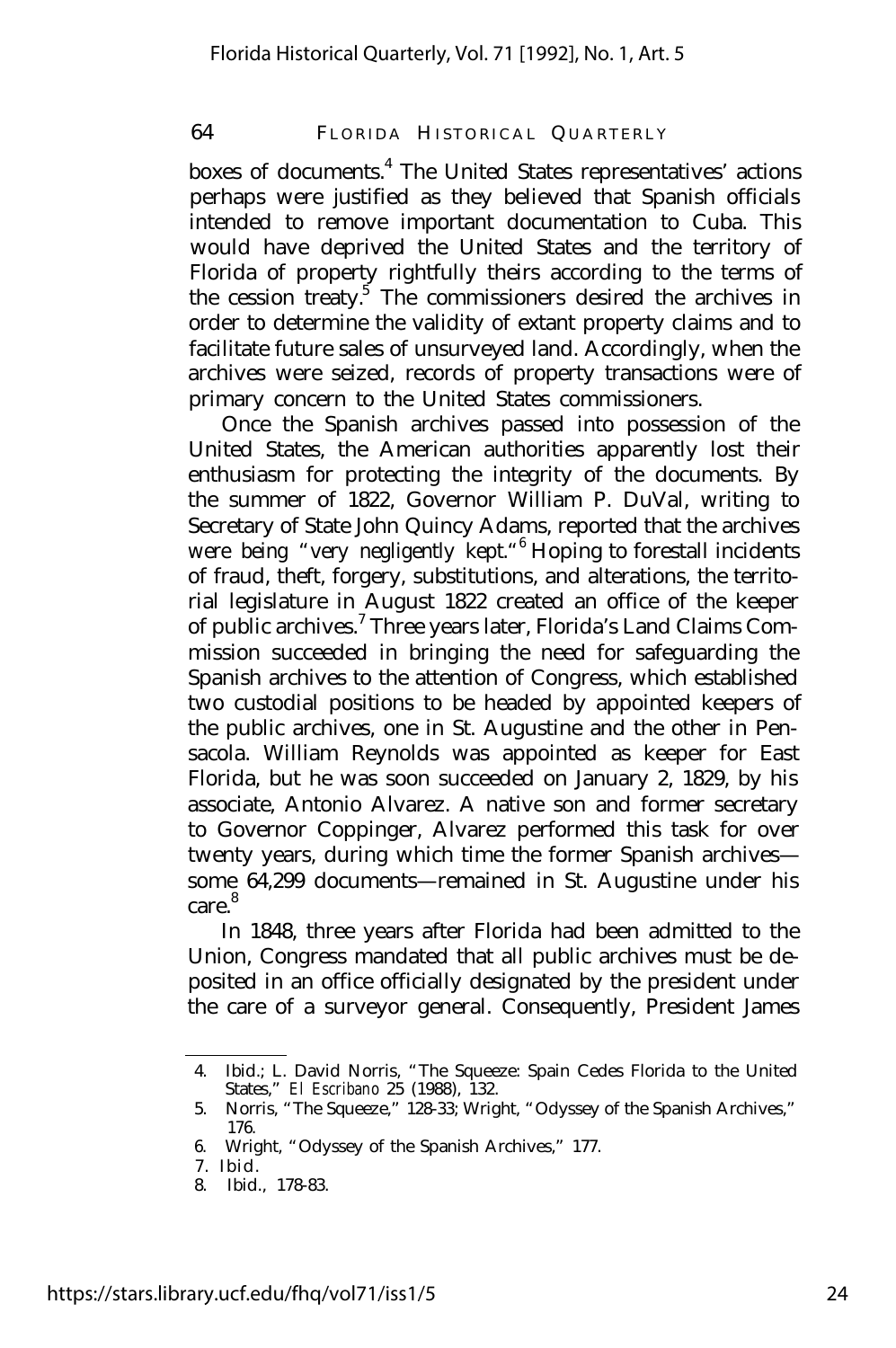boxes of documents.[4] The United States representatives' actions perhaps were justified as they believed that Spanish officials intended to remove important documentation to Cuba. This would have deprived the United States and the territory of Florida of property rightfully theirs according to the terms of the cession treaty.[5] The commissioners desired the archives in order to determine the validity of extant property claims and to facilitate future sales of unsurveyed land. Accordingly, when the archives were seized, records of property transactions were of primary concern to the United States commissioners.

Once the Spanish archives passed into possession of the United States, the American authorities apparently lost their enthusiasm for protecting the integrity of the documents. By the summer of 1822, Governor William P. DuVal, writing to Secretary of State John Quincy Adams, reported that the archives were being "very negligently kept."[6] Hoping to forestall incidents of fraud, theft, forgery, substitutions, and alterations, the territorial legislature in August 1822 created an office of the keeper of public archives.[7] Three years later, Florida's Land Claims Commission succeeded in bringing the need for safeguarding the Spanish archives to the attention of Congress, which established two custodial positions to be headed by appointed keepers of the public archives, one in St. Augustine and the other in Pensacola. William Reynolds was appointed as keeper for East Florida, but he was soon succeeded on January 2, 1829, by his associate, Antonio Alvarez. A native son and former secretary to Governor Coppinger, Alvarez performed this task for over twenty years, during which time the former Spanish archives— some 64,299 documents—remained in St. Augustine under his care.[8]

In 1848, three years after Florida had been admitted to the Union, Congress mandated that all public archives must be deposited in an office officially designated by the president under the care of a surveyor general. Consequently, President James

4. Ibid.; L. David Norris, "The Squeeze: Spain Cedes Florida to the United States," *El Escribano* 25 (1988), 132.
5. Norris, "The Squeeze," 128-33; Wright, "Odyssey of the Spanish Archives," 176.
6. Wright, "Odyssey of the Spanish Archives," 177.
7. Ibid.
8. Ibid., 178-83.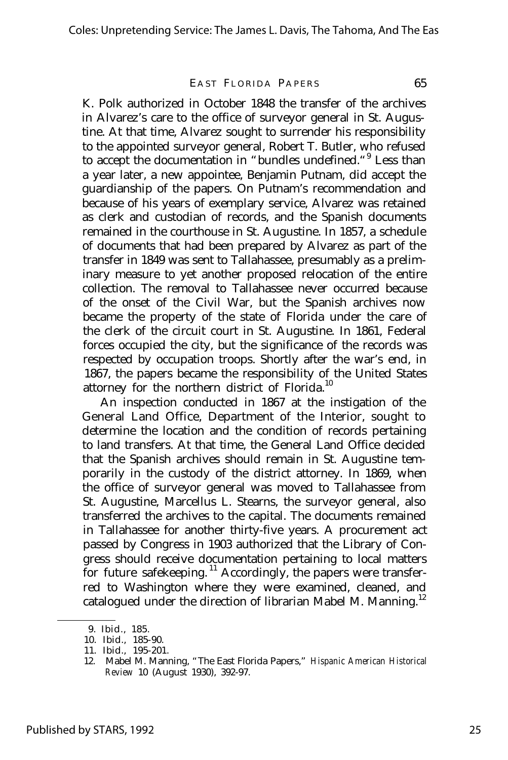K. Polk authorized in October 1848 the transfer of the archives in Alvarez's care to the office of surveyor general in St. Augustine. At that time, Alvarez sought to surrender his responsibility to the appointed surveyor general, Robert T. Butler, who refused to accept the documentation in "bundles undefined."[9] Less than a year later, a new appointee, Benjamin Putnam, did accept the guardianship of the papers. On Putnam's recommendation and because of his years of exemplary service, Alvarez was retained as clerk and custodian of records, and the Spanish documents remained in the courthouse in St. Augustine. In 1857, a schedule of documents that had been prepared by Alvarez as part of the transfer in 1849 was sent to Tallahassee, presumably as a preliminary measure to yet another proposed relocation of the entire collection. The removal to Tallahassee never occurred because of the onset of the Civil War, but the Spanish archives now became the property of the state of Florida under the care of the clerk of the circuit court in St. Augustine. In 1861, Federal forces occupied the city, but the significance of the records was respected by occupation troops. Shortly after the war's end, in 1867, the papers became the responsibility of the United States attorney for the northern district of Florida.[10]

An inspection conducted in 1867 at the instigation of the General Land Office, Department of the Interior, sought to determine the location and the condition of records pertaining to land transfers. At that time, the General Land Office decided that the Spanish archives should remain in St. Augustine temporarily in the custody of the district attorney. In 1869, when the office of surveyor general was moved to Tallahassee from St. Augustine, Marcellus L. Stearns, the surveyor general, also transferred the archives to the capital. The documents remained in Tallahassee for another thirty-five years. A procurement act passed by Congress in 1903 authorized that the Library of Congress should receive documentation pertaining to local matters for future safekeeping.[11] Accordingly, the papers were transferred to Washington where they were examined, cleaned, and catalogued under the direction of librarian Mabel M. Manning.[12]

9. Ibid., 185.

10. Ibid., 185-90.

11. Ibid., 195-201.

12. Mabel M. Manning, "The East Florida Papers," *Hispanic American Historical Review* 10 (August 1930), 392-97.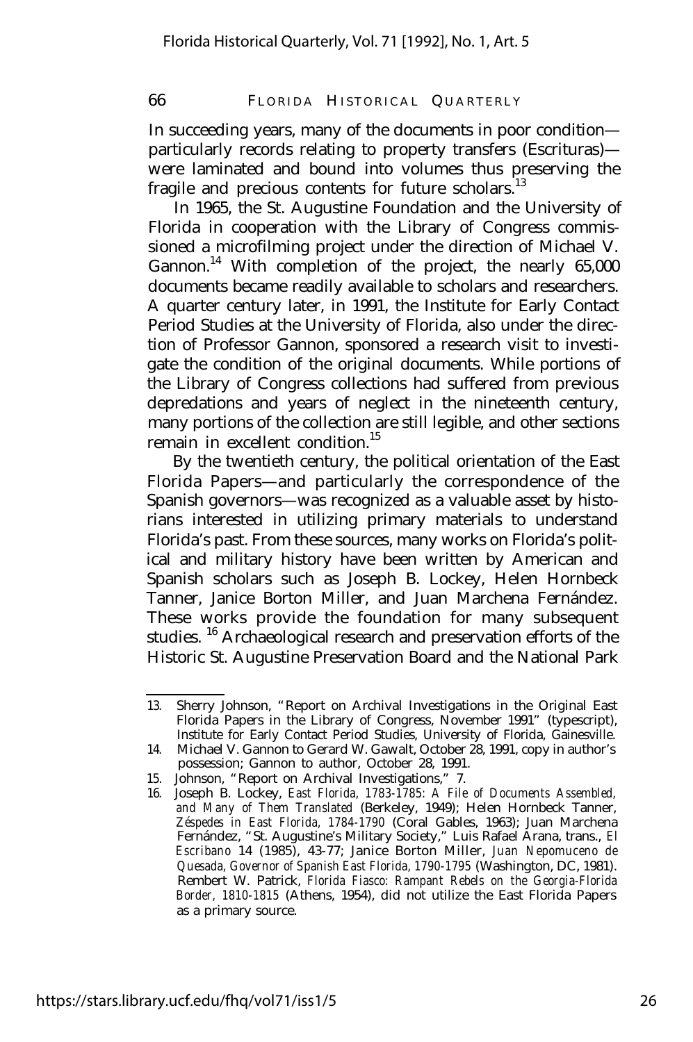In succeeding years, many of the documents in poor condition—particularly records relating to property transfers (Escrituras)—were laminated and bound into volumes thus preserving the fragile and precious contents for future scholars.[13]

In 1965, the St. Augustine Foundation and the University of Florida in cooperation with the Library of Congress commissioned a microfilming project under the direction of Michael V. Gannon.[14] With completion of the project, the nearly 65,000 documents became readily available to scholars and researchers. A quarter century later, in 1991, the Institute for Early Contact Period Studies at the University of Florida, also under the direction of Professor Gannon, sponsored a research visit to investigate the condition of the original documents. While portions of the Library of Congress collections had suffered from previous depredations and years of neglect in the nineteenth century, many portions of the collection are still legible, and other sections remain in excellent condition.[15]

By the twentieth century, the political orientation of the East Florida Papers—and particularly the correspondence of the Spanish governors—was recognized as a valuable asset by historians interested in utilizing primary materials to understand Florida's past. From these sources, many works on Florida's political and military history have been written by American and Spanish scholars such as Joseph B. Lockey, Helen Hornbeck Tanner, Janice Borton Miller, and Juan Marchena Fernández. These works provide the foundation for many subsequent studies.[16] Archaeological research and preservation efforts of the Historic St. Augustine Preservation Board and the National Park

---

13. Sherry Johnson, "Report on Archival Investigations in the Original East Florida Papers in the Library of Congress, November 1991" (typescript), Institute for Early Contact Period Studies, University of Florida, Gainesville.
14. Michael V. Gannon to Gerard W. Gawalt, October 28, 1991, copy in author's possession; Gannon to author, October 28, 1991.
15. Johnson, "Report on Archival Investigations," 7.
16. Joseph B. Lockey, *East Florida, 1783-1785: A File of Documents Assembled, and Many of Them Translated* (Berkeley, 1949); Helen Hornbeck Tanner, *Zéspedes in East Florida, 1784-1790* (Coral Gables, 1963); Juan Marchena Fernández, "St. Augustine's Military Society," Luis Rafael Arana, trans., *El Escribano* 14 (1985), 43-77; Janice Borton Miller, *Juan Nepomuceno de Quesada, Governor of Spanish East Florida, 1790-1795* (Washington, DC, 1981). Rembert W. Patrick, *Florida Fiasco: Rampant Rebels on the Georgia-Florida Border, 1810-1815* (Athens, 1954), did not utilize the East Florida Papers as a primary source.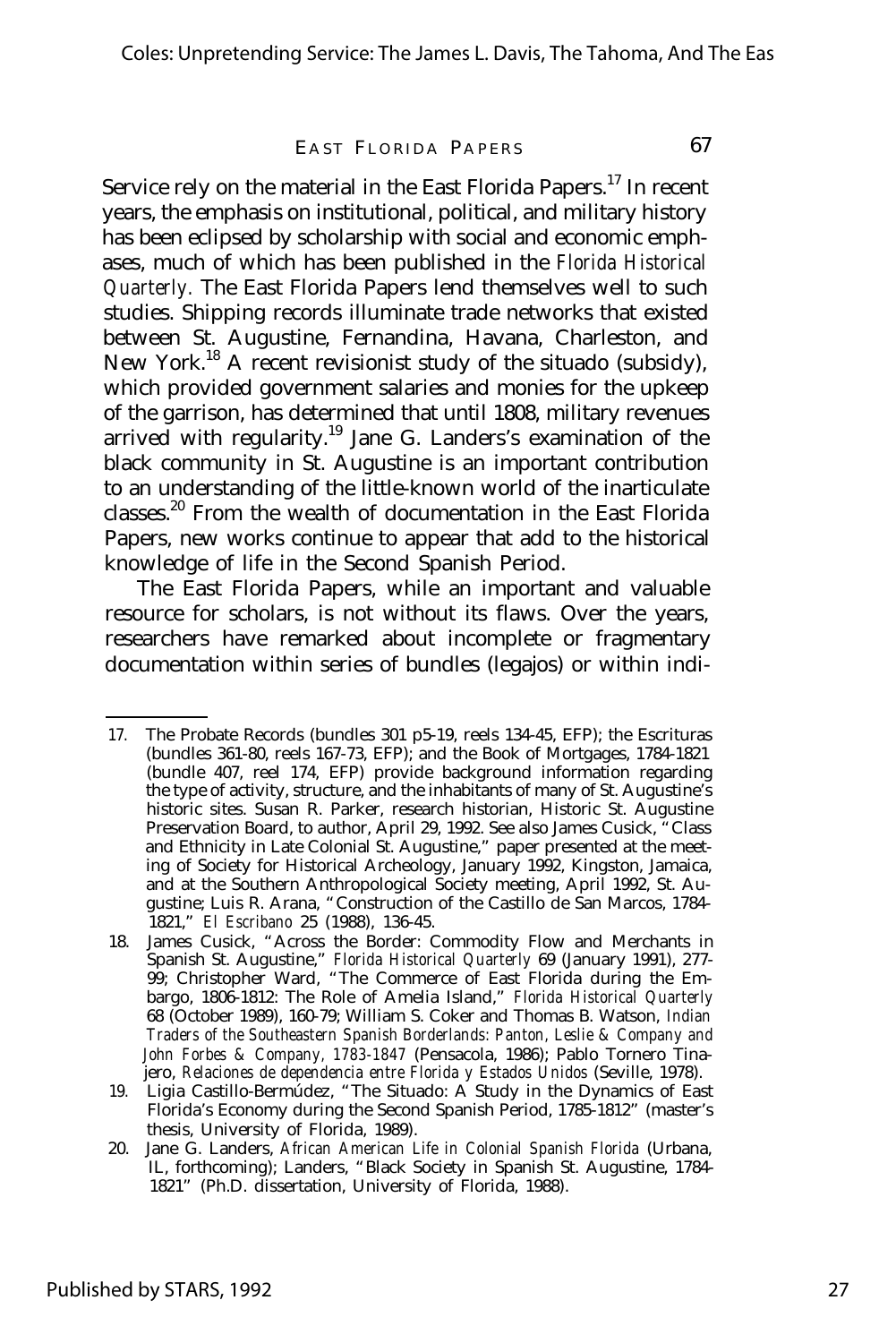Service rely on the material in the East Florida Papers.[17] In recent years, the emphasis on institutional, political, and military history has been eclipsed by scholarship with social and economic emphases, much of which has been published in the *Florida Historical Quarterly*. The East Florida Papers lend themselves well to such studies. Shipping records illuminate trade networks that existed between St. Augustine, Fernandina, Havana, Charleston, and New York.[18] A recent revisionist study of the situado (subsidy), which provided government salaries and monies for the upkeep of the garrison, has determined that until 1808, military revenues arrived with regularity.[19] Jane G. Landers's examination of the black community in St. Augustine is an important contribution to an understanding of the little-known world of the inarticulate classes.[20] From the wealth of documentation in the East Florida Papers, new works continue to appear that add to the historical knowledge of life in the Second Spanish Period.

The East Florida Papers, while an important and valuable resource for scholars, is not without its flaws. Over the years, researchers have remarked about incomplete or fragmentary documentation within series of bundles (legajos) or within indi-

---

17. The Probate Records (bundles 301 p5-19, reels 134-45, EFP); the Escrituras (bundles 361-80, reels 167-73, EFP); and the Book of Mortgages, 1784-1821 (bundle 407, reel 174, EFP) provide background information regarding the type of activity, structure, and the inhabitants of many of St. Augustine's historic sites. Susan R. Parker, research historian, Historic St. Augustine Preservation Board, to author, April 29, 1992. See also James Cusick, "Class and Ethnicity in Late Colonial St. Augustine," paper presented at the meeting of Society for Historical Archeology, January 1992, Kingston, Jamaica, and at the Southern Anthropological Society meeting, April 1992, St. Augustine; Luis R. Arana, "Construction of the Castillo de San Marcos, 1784-1821," *El Escribano* 25 (1988), 136-45.
18. James Cusick, "Across the Border: Commodity Flow and Merchants in Spanish St. Augustine," *Florida Historical Quarterly* 69 (January 1991), 277-99; Christopher Ward, "The Commerce of East Florida during the Embargo, 1806-1812: The Role of Amelia Island," *Florida Historical Quarterly* 68 (October 1989), 160-79; William S. Coker and Thomas B. Watson, *Indian Traders of the Southeastern Spanish Borderlands: Panton, Leslie & Company and John Forbes & Company, 1783-1847* (Pensacola, 1986); Pablo Tornero Tinajero, *Relaciones de dependencia entre Florida y Estados Unidos* (Seville, 1978).
19. Ligia Castillo-Bermúdez, "The Situado: A Study in the Dynamics of East Florida's Economy during the Second Spanish Period, 1785-1812" (master's thesis, University of Florida, 1989).
20. Jane G. Landers, *African American Life in Colonial Spanish Florida* (Urbana, IL, forthcoming); Landers, "Black Society in Spanish St. Augustine, 1784-1821" (Ph.D. dissertation, University of Florida, 1988).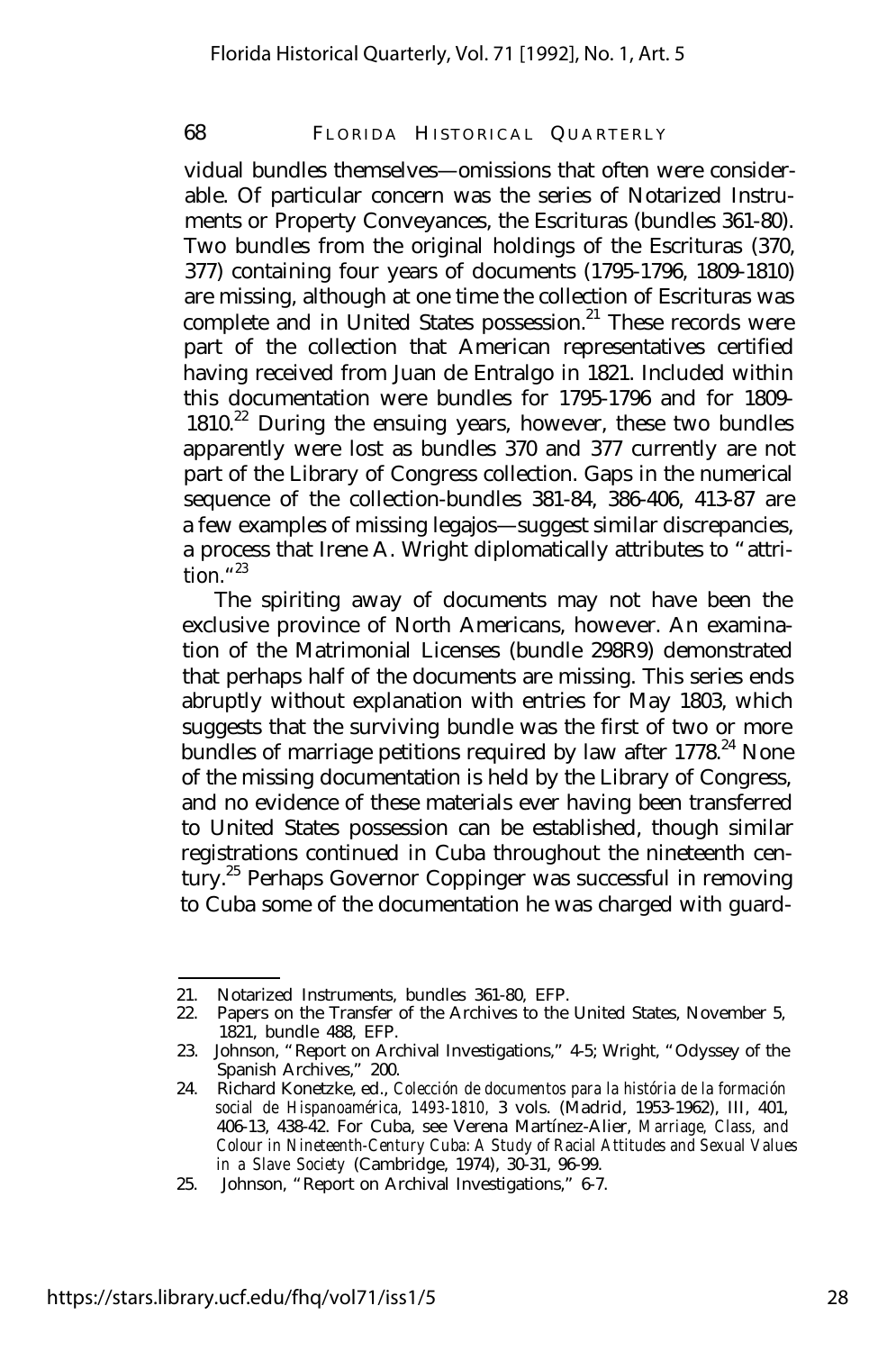vidual bundles themselves—omissions that often were considerable. Of particular concern was the series of Notarized Instruments or Property Conveyances, the Escrituras (bundles 361-80). Two bundles from the original holdings of the Escrituras (370, 377) containing four years of documents (1795-1796, 1809-1810) are missing, although at one time the collection of Escrituras was complete and in United States possession.[21] These records were part of the collection that American representatives certified having received from Juan de Entralgo in 1821. Included within this documentation were bundles for 1795-1796 and for 1809-1810.[22] During the ensuing years, however, these two bundles apparently were lost as bundles 370 and 377 currently are not part of the Library of Congress collection. Gaps in the numerical sequence of the collection-bundles 381-84, 386-406, 413-87 are a few examples of missing legajos—suggest similar discrepancies, a process that Irene A. Wright diplomatically attributes to "attrition."[23]

The spiriting away of documents may not have been the exclusive province of North Americans, however. An examination of the Matrimonial Licenses (bundle 298R9) demonstrated that perhaps half of the documents are missing. This series ends abruptly without explanation with entries for May 1803, which suggests that the surviving bundle was the first of two or more bundles of marriage petitions required by law after 1778.[24] None of the missing documentation is held by the Library of Congress, and no evidence of these materials ever having been transferred to United States possession can be established, though similar registrations continued in Cuba throughout the nineteenth century.[25] Perhaps Governor Coppinger was successful in removing to Cuba some of the documentation he was charged with guard-

---

21. Notarized Instruments, bundles 361-80, EFP.
22. Papers on the Transfer of the Archives to the United States, November 5, 1821, bundle 488, EFP.
23. Johnson, "Report on Archival Investigations," 4-5; Wright, "Odyssey of the Spanish Archives," 200.
24. Richard Konetzke, ed., *Colección de documentos para la história de la formación social de Hispanoamérica, 1493-1810,* 3 vols. (Madrid, 1953-1962), III, 401, 406-13, 438-42. For Cuba, see Verena Martínez-Alier, *Marriage, Class, and Colour in Nineteenth-Century Cuba: A Study of Racial Attitudes and Sexual Values in a Slave Society* (Cambridge, 1974), 30-31, 96-99.
25. Johnson, "Report on Archival Investigations," 6-7.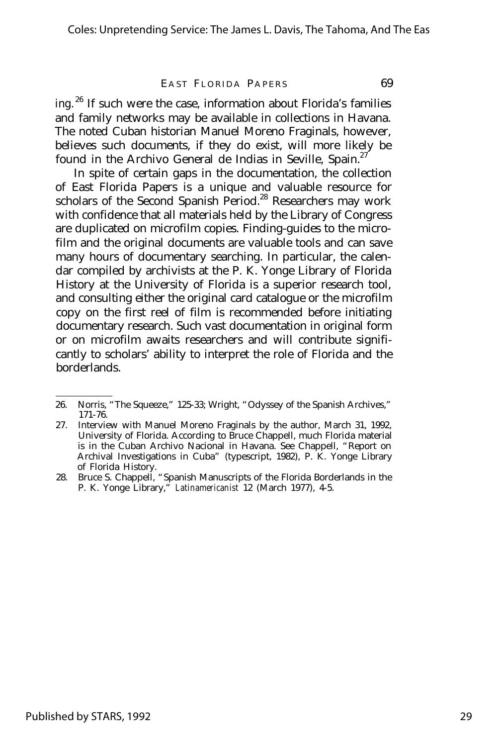ing.[26] If such were the case, information about Florida's families and family networks may be available in collections in Havana. The noted Cuban historian Manuel Moreno Fraginals, however, believes such documents, if they do exist, will more likely be found in the Archivo General de Indias in Seville, Spain.[27]

In spite of certain gaps in the documentation, the collection of East Florida Papers is a unique and valuable resource for scholars of the Second Spanish Period.[28] Researchers may work with confidence that all materials held by the Library of Congress are duplicated on microfilm copies. Finding-guides to the microfilm and the original documents are valuable tools and can save many hours of documentary searching. In particular, the calendar compiled by archivists at the P. K. Yonge Library of Florida History at the University of Florida is a superior research tool, and consulting either the original card catalogue or the microfilm copy on the first reel of film is recommended before initiating documentary research. Such vast documentation in original form or on microfilm awaits researchers and will contribute significantly to scholars' ability to interpret the role of Florida and the borderlands.

---

26. Norris, "The Squeeze," 125-33; Wright, "Odyssey of the Spanish Archives," 171-76.
27. Interview with Manuel Moreno Fraginals by the author, March 31, 1992, University of Florida. According to Bruce Chappell, much Florida material is in the Cuban Archivo Nacional in Havana. See Chappell, "Report on Archival Investigations in Cuba" (typescript, 1982), P. K. Yonge Library of Florida History.
28. Bruce S. Chappell, "Spanish Manuscripts of the Florida Borderlands in the P. K. Yonge Library," *Latinamericanist* 12 (March 1977), 4-5.